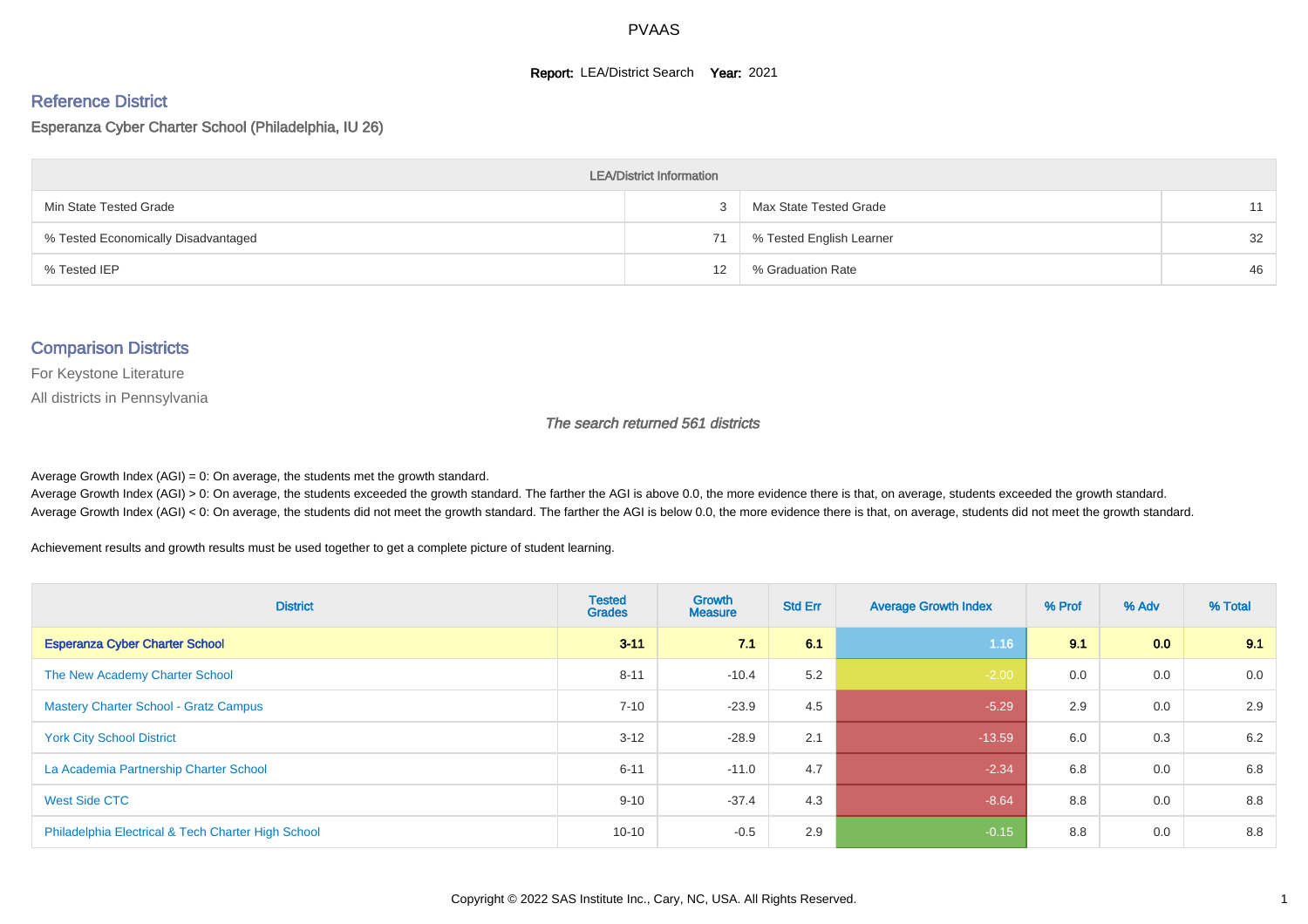# PVAAS

**Report:** LEA/District Search **Year:** 2021

## Reference District

Esperanza Cyber Charter School (Philadelphia, IU 26)

| LEA/District Information | | | |
|---|---|---|---|
| Min State Tested Grade | 3 | Max State Tested Grade | 11 |
| % Tested Economically Disadvantaged | 71 | % Tested English Learner | 32 |
| % Tested IEP | 12 | % Graduation Rate | 46 |

## Comparison Districts

For Keystone Literature

All districts in Pennsylvania

*The search returned 561 districts*

Average Growth Index (AGI) = 0: On average, the students met the growth standard.
Average Growth Index (AGI) > 0: On average, the students exceeded the growth standard. The farther the AGI is above 0.0, the more evidence there is that, on average, students exceeded the growth standard.
Average Growth Index (AGI) < 0: On average, the students did not meet the growth standard. The farther the AGI is below 0.0, the more evidence there is that, on average, students did not meet the growth standard.

Achievement results and growth results must be used together to get a complete picture of student learning.

| District | Tested Grades | Growth Measure | Std Err | Average Growth Index | % Prof | % Adv | % Total |
|---|---|---|---|---|---|---|---|
| **Esperanza Cyber Charter School** | **3-11** | **7.1** | **6.1** | 1.16 | **9.1** | **0.0** | **9.1** |
| The New Academy Charter School | 8-11 | -10.4 | 5.2 | -2.00 | 0.0 | 0.0 | 0.0 |
| Mastery Charter School - Gratz Campus | 7-10 | -23.9 | 4.5 | -5.29 | 2.9 | 0.0 | 2.9 |
| York City School District | 3-12 | -28.9 | 2.1 | -13.59 | 6.0 | 0.3 | 6.2 |
| La Academia Partnership Charter School | 6-11 | -11.0 | 4.7 | -2.34 | 6.8 | 0.0 | 6.8 |
| West Side CTC | 9-10 | -37.4 | 4.3 | -8.64 | 8.8 | 0.0 | 8.8 |
| Philadelphia Electrical & Tech Charter High School | 10-10 | -0.5 | 2.9 | -0.15 | 8.8 | 0.0 | 8.8 |

Copyright © 2022 SAS Institute Inc., Cary, NC, USA. All Rights Reserved.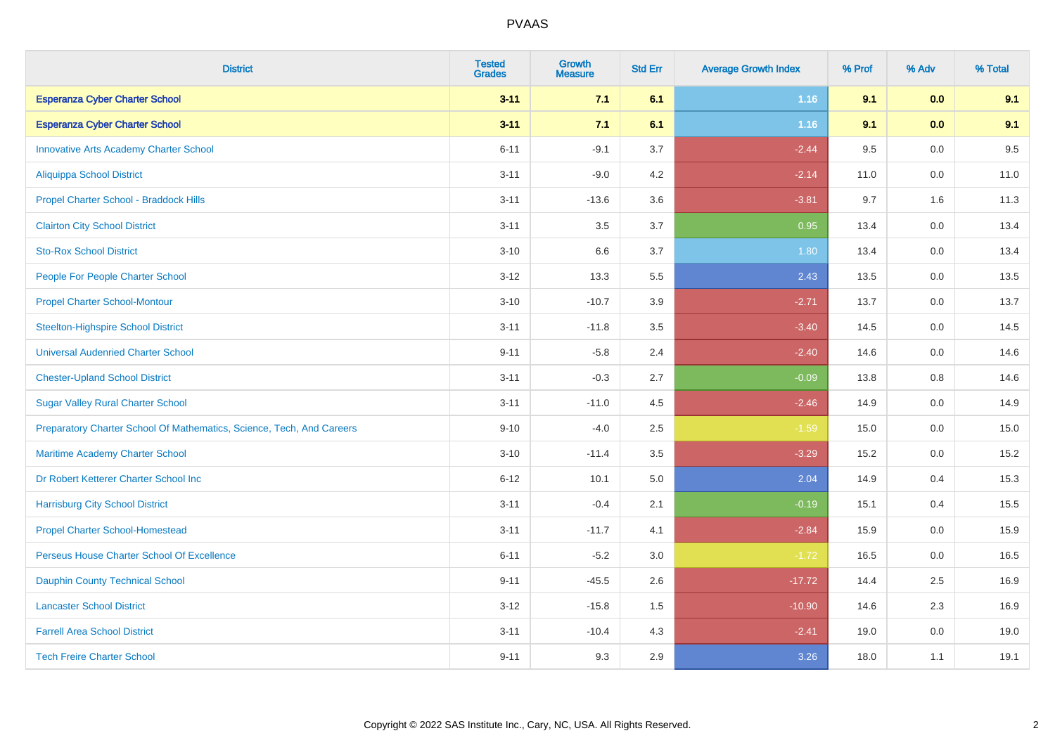| District | Tested Grades | Growth Measure | Std Err | Average Growth Index | % Prof | % Adv | % Total |
|---|---|---|---|---|---|---|---|
| **Esperanza Cyber Charter School** | **3-11** | **7.1** | **6.1** | **1.16** | **9.1** | **0.0** | **9.1** |
| **Esperanza Cyber Charter School** | **3-11** | **7.1** | **6.1** | **1.16** | **9.1** | **0.0** | **9.1** |
| Innovative Arts Academy Charter School | 6-11 | -9.1 | 3.7 | -2.44 | 9.5 | 0.0 | 9.5 |
| Aliquippa School District | 3-11 | -9.0 | 4.2 | -2.14 | 11.0 | 0.0 | 11.0 |
| Propel Charter School - Braddock Hills | 3-11 | -13.6 | 3.6 | -3.81 | 9.7 | 1.6 | 11.3 |
| Clairton City School District | 3-11 | 3.5 | 3.7 | 0.95 | 13.4 | 0.0 | 13.4 |
| Sto-Rox School District | 3-10 | 6.6 | 3.7 | 1.80 | 13.4 | 0.0 | 13.4 |
| People For People Charter School | 3-12 | 13.3 | 5.5 | 2.43 | 13.5 | 0.0 | 13.5 |
| Propel Charter School-Montour | 3-10 | -10.7 | 3.9 | -2.71 | 13.7 | 0.0 | 13.7 |
| Steelton-Highspire School District | 3-11 | -11.8 | 3.5 | -3.40 | 14.5 | 0.0 | 14.5 |
| Universal Audenried Charter School | 9-11 | -5.8 | 2.4 | -2.40 | 14.6 | 0.0 | 14.6 |
| Chester-Upland School District | 3-11 | -0.3 | 2.7 | -0.09 | 13.8 | 0.8 | 14.6 |
| Sugar Valley Rural Charter School | 3-11 | -11.0 | 4.5 | -2.46 | 14.9 | 0.0 | 14.9 |
| Preparatory Charter School Of Mathematics, Science, Tech, And Careers | 9-10 | -4.0 | 2.5 | -1.59 | 15.0 | 0.0 | 15.0 |
| Maritime Academy Charter School | 3-10 | -11.4 | 3.5 | -3.29 | 15.2 | 0.0 | 15.2 |
| Dr Robert Ketterer Charter School Inc | 6-12 | 10.1 | 5.0 | 2.04 | 14.9 | 0.4 | 15.3 |
| Harrisburg City School District | 3-11 | -0.4 | 2.1 | -0.19 | 15.1 | 0.4 | 15.5 |
| Propel Charter School-Homestead | 3-11 | -11.7 | 4.1 | -2.84 | 15.9 | 0.0 | 15.9 |
| Perseus House Charter School Of Excellence | 6-11 | -5.2 | 3.0 | -1.72 | 16.5 | 0.0 | 16.5 |
| Dauphin County Technical School | 9-11 | -45.5 | 2.6 | -17.72 | 14.4 | 2.5 | 16.9 |
| Lancaster School District | 3-12 | -15.8 | 1.5 | -10.90 | 14.6 | 2.3 | 16.9 |
| Farrell Area School District | 3-11 | -10.4 | 4.3 | -2.41 | 19.0 | 0.0 | 19.0 |
| Tech Freire Charter School | 9-11 | 9.3 | 2.9 | 3.26 | 18.0 | 1.1 | 19.1 |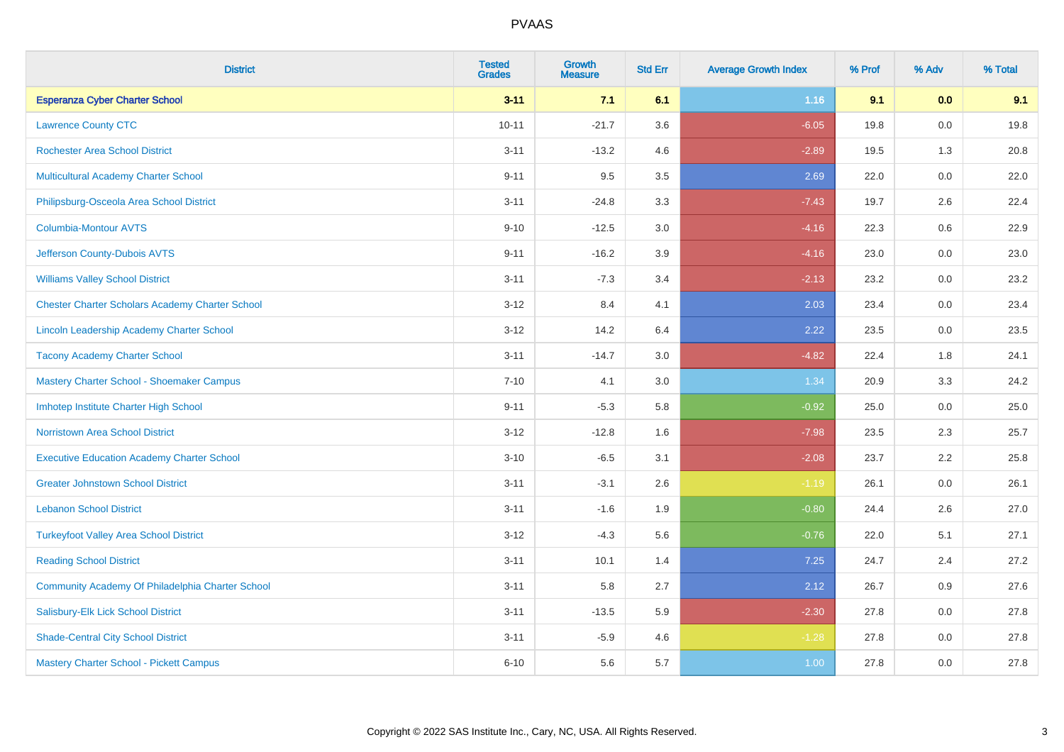# PVAAS

| District | Tested Grades | Growth Measure | Std Err | Average Growth Index | % Prof | % Adv | % Total |
|---|---|---|---|---|---|---|---|
| **Esperanza Cyber Charter School** | **3-11** | **7.1** | **6.1** | **1.16** | **9.1** | **0.0** | **9.1** |
| Lawrence County CTC | 10-11 | -21.7 | 3.6 | -6.05 | 19.8 | 0.0 | 19.8 |
| Rochester Area School District | 3-11 | -13.2 | 4.6 | -2.89 | 19.5 | 1.3 | 20.8 |
| Multicultural Academy Charter School | 9-11 | 9.5 | 3.5 | 2.69 | 22.0 | 0.0 | 22.0 |
| Philipsburg-Osceola Area School District | 3-11 | -24.8 | 3.3 | -7.43 | 19.7 | 2.6 | 22.4 |
| Columbia-Montour AVTS | 9-10 | -12.5 | 3.0 | -4.16 | 22.3 | 0.6 | 22.9 |
| Jefferson County-Dubois AVTS | 9-11 | -16.2 | 3.9 | -4.16 | 23.0 | 0.0 | 23.0 |
| Williams Valley School District | 3-11 | -7.3 | 3.4 | -2.13 | 23.2 | 0.0 | 23.2 |
| Chester Charter Scholars Academy Charter School | 3-12 | 8.4 | 4.1 | 2.03 | 23.4 | 0.0 | 23.4 |
| Lincoln Leadership Academy Charter School | 3-12 | 14.2 | 6.4 | 2.22 | 23.5 | 0.0 | 23.5 |
| Tacony Academy Charter School | 3-11 | -14.7 | 3.0 | -4.82 | 22.4 | 1.8 | 24.1 |
| Mastery Charter School - Shoemaker Campus | 7-10 | 4.1 | 3.0 | 1.34 | 20.9 | 3.3 | 24.2 |
| Imhotep Institute Charter High School | 9-11 | -5.3 | 5.8 | -0.92 | 25.0 | 0.0 | 25.0 |
| Norristown Area School District | 3-12 | -12.8 | 1.6 | -7.98 | 23.5 | 2.3 | 25.7 |
| Executive Education Academy Charter School | 3-10 | -6.5 | 3.1 | -2.08 | 23.7 | 2.2 | 25.8 |
| Greater Johnstown School District | 3-11 | -3.1 | 2.6 | -1.19 | 26.1 | 0.0 | 26.1 |
| Lebanon School District | 3-11 | -1.6 | 1.9 | -0.80 | 24.4 | 2.6 | 27.0 |
| Turkeyfoot Valley Area School District | 3-12 | -4.3 | 5.6 | -0.76 | 22.0 | 5.1 | 27.1 |
| Reading School District | 3-11 | 10.1 | 1.4 | 7.25 | 24.7 | 2.4 | 27.2 |
| Community Academy Of Philadelphia Charter School | 3-11 | 5.8 | 2.7 | 2.12 | 26.7 | 0.9 | 27.6 |
| Salisbury-Elk Lick School District | 3-11 | -13.5 | 5.9 | -2.30 | 27.8 | 0.0 | 27.8 |
| Shade-Central City School District | 3-11 | -5.9 | 4.6 | -1.28 | 27.8 | 0.0 | 27.8 |
| Mastery Charter School - Pickett Campus | 6-10 | 5.6 | 5.7 | 1.00 | 27.8 | 0.0 | 27.8 |

Copyright © 2022 SAS Institute Inc., Cary, NC, USA. All Rights Reserved.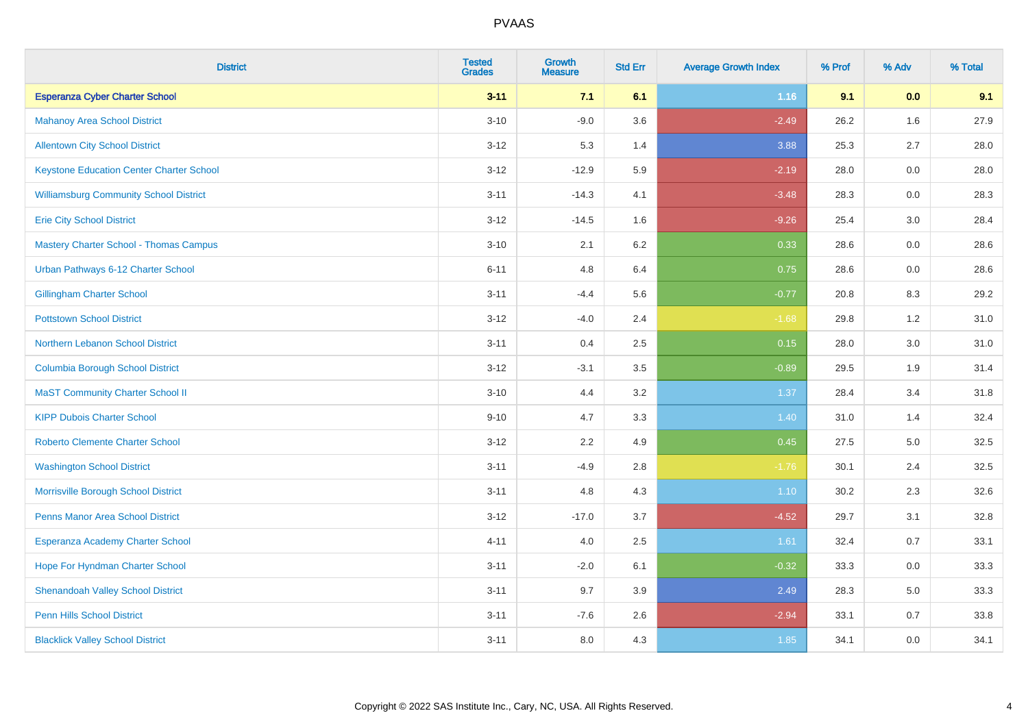# PVAAS

| District | Tested Grades | Growth Measure | Std Err | Average Growth Index | % Prof | % Adv | % Total |
|---|---|---|---|---|---|---|---|
| **Esperanza Cyber Charter School** | **3-11** | **7.1** | **6.1** | **1.16** | **9.1** | **0.0** | **9.1** |
| Mahanoy Area School District | 3-10 | -9.0 | 3.6 | -2.49 | 26.2 | 1.6 | 27.9 |
| Allentown City School District | 3-12 | 5.3 | 1.4 | 3.88 | 25.3 | 2.7 | 28.0 |
| Keystone Education Center Charter School | 3-12 | -12.9 | 5.9 | -2.19 | 28.0 | 0.0 | 28.0 |
| Williamsburg Community School District | 3-11 | -14.3 | 4.1 | -3.48 | 28.3 | 0.0 | 28.3 |
| Erie City School District | 3-12 | -14.5 | 1.6 | -9.26 | 25.4 | 3.0 | 28.4 |
| Mastery Charter School - Thomas Campus | 3-10 | 2.1 | 6.2 | 0.33 | 28.6 | 0.0 | 28.6 |
| Urban Pathways 6-12 Charter School | 6-11 | 4.8 | 6.4 | 0.75 | 28.6 | 0.0 | 28.6 |
| Gillingham Charter School | 3-11 | -4.4 | 5.6 | -0.77 | 20.8 | 8.3 | 29.2 |
| Pottstown School District | 3-12 | -4.0 | 2.4 | -1.68 | 29.8 | 1.2 | 31.0 |
| Northern Lebanon School District | 3-11 | 0.4 | 2.5 | 0.15 | 28.0 | 3.0 | 31.0 |
| Columbia Borough School District | 3-12 | -3.1 | 3.5 | -0.89 | 29.5 | 1.9 | 31.4 |
| MaST Community Charter School II | 3-10 | 4.4 | 3.2 | 1.37 | 28.4 | 3.4 | 31.8 |
| KIPP Dubois Charter School | 9-10 | 4.7 | 3.3 | 1.40 | 31.0 | 1.4 | 32.4 |
| Roberto Clemente Charter School | 3-12 | 2.2 | 4.9 | 0.45 | 27.5 | 5.0 | 32.5 |
| Washington School District | 3-11 | -4.9 | 2.8 | -1.76 | 30.1 | 2.4 | 32.5 |
| Morrisville Borough School District | 3-11 | 4.8 | 4.3 | 1.10 | 30.2 | 2.3 | 32.6 |
| Penns Manor Area School District | 3-12 | -17.0 | 3.7 | -4.52 | 29.7 | 3.1 | 32.8 |
| Esperanza Academy Charter School | 4-11 | 4.0 | 2.5 | 1.61 | 32.4 | 0.7 | 33.1 |
| Hope For Hyndman Charter School | 3-11 | -2.0 | 6.1 | -0.32 | 33.3 | 0.0 | 33.3 |
| Shenandoah Valley School District | 3-11 | 9.7 | 3.9 | 2.49 | 28.3 | 5.0 | 33.3 |
| Penn Hills School District | 3-11 | -7.6 | 2.6 | -2.94 | 33.1 | 0.7 | 33.8 |
| Blacklick Valley School District | 3-11 | 8.0 | 4.3 | 1.85 | 34.1 | 0.0 | 34.1 |

Copyright © 2022 SAS Institute Inc., Cary, NC, USA. All Rights Reserved.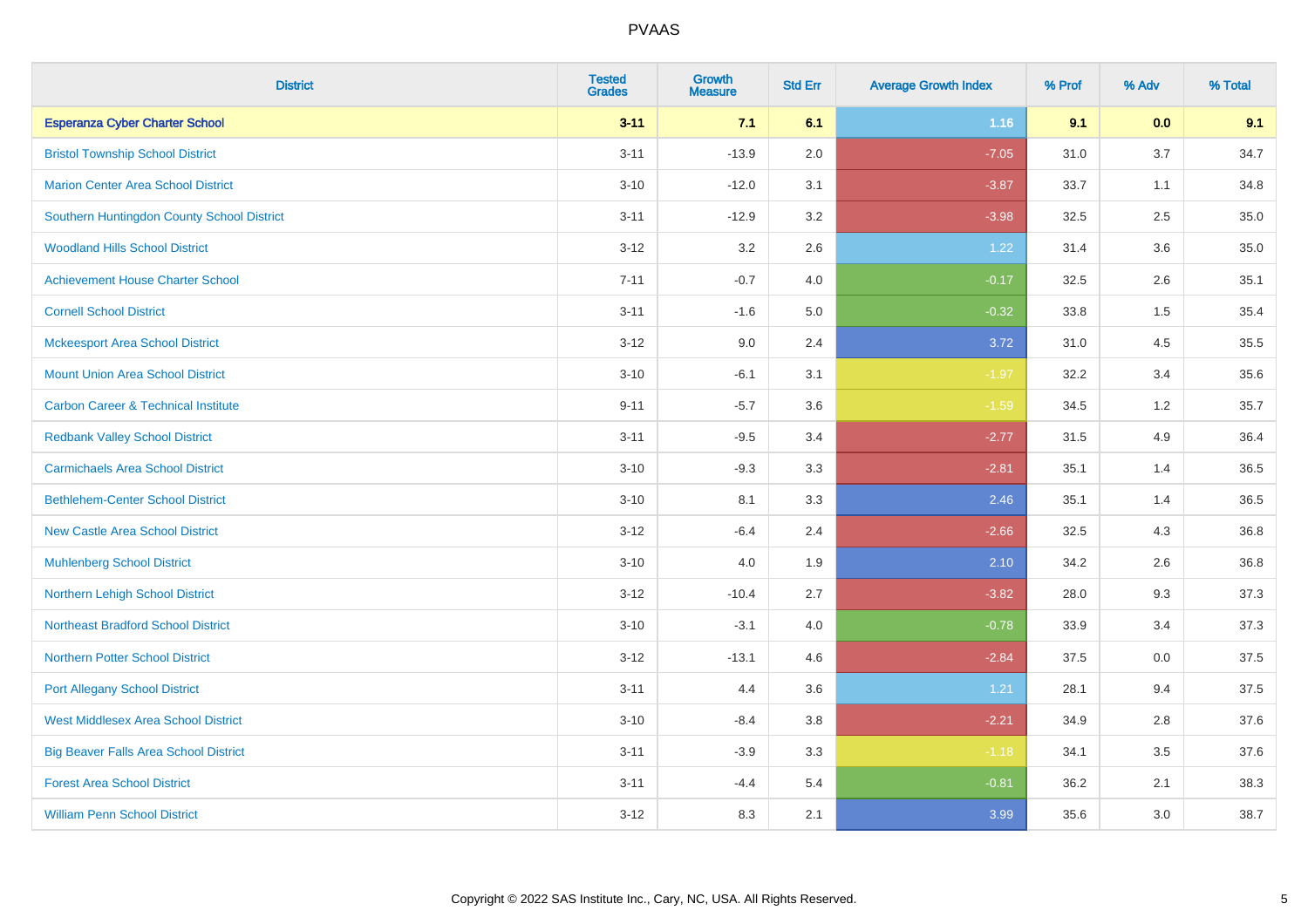| District | Tested Grades | Growth Measure | Std Err | Average Growth Index | % Prof | % Adv | % Total |
|---|---|---|---|---|---|---|---|
| **Esperanza Cyber Charter School** | **3-11** | **7.1** | **6.1** | **1.16** | **9.1** | **0.0** | **9.1** |
| Bristol Township School District | 3-11 | -13.9 | 2.0 | -7.05 | 31.0 | 3.7 | 34.7 |
| Marion Center Area School District | 3-10 | -12.0 | 3.1 | -3.87 | 33.7 | 1.1 | 34.8 |
| Southern Huntingdon County School District | 3-11 | -12.9 | 3.2 | -3.98 | 32.5 | 2.5 | 35.0 |
| Woodland Hills School District | 3-12 | 3.2 | 2.6 | 1.22 | 31.4 | 3.6 | 35.0 |
| Achievement House Charter School | 7-11 | -0.7 | 4.0 | -0.17 | 32.5 | 2.6 | 35.1 |
| Cornell School District | 3-11 | -1.6 | 5.0 | -0.32 | 33.8 | 1.5 | 35.4 |
| Mckeesport Area School District | 3-12 | 9.0 | 2.4 | 3.72 | 31.0 | 4.5 | 35.5 |
| Mount Union Area School District | 3-10 | -6.1 | 3.1 | -1.97 | 32.2 | 3.4 | 35.6 |
| Carbon Career & Technical Institute | 9-11 | -5.7 | 3.6 | -1.59 | 34.5 | 1.2 | 35.7 |
| Redbank Valley School District | 3-11 | -9.5 | 3.4 | -2.77 | 31.5 | 4.9 | 36.4 |
| Carmichaels Area School District | 3-10 | -9.3 | 3.3 | -2.81 | 35.1 | 1.4 | 36.5 |
| Bethlehem-Center School District | 3-10 | 8.1 | 3.3 | 2.46 | 35.1 | 1.4 | 36.5 |
| New Castle Area School District | 3-12 | -6.4 | 2.4 | -2.66 | 32.5 | 4.3 | 36.8 |
| Muhlenberg School District | 3-10 | 4.0 | 1.9 | 2.10 | 34.2 | 2.6 | 36.8 |
| Northern Lehigh School District | 3-12 | -10.4 | 2.7 | -3.82 | 28.0 | 9.3 | 37.3 |
| Northeast Bradford School District | 3-10 | -3.1 | 4.0 | -0.78 | 33.9 | 3.4 | 37.3 |
| Northern Potter School District | 3-12 | -13.1 | 4.6 | -2.84 | 37.5 | 0.0 | 37.5 |
| Port Allegany School District | 3-11 | 4.4 | 3.6 | 1.21 | 28.1 | 9.4 | 37.5 |
| West Middlesex Area School District | 3-10 | -8.4 | 3.8 | -2.21 | 34.9 | 2.8 | 37.6 |
| Big Beaver Falls Area School District | 3-11 | -3.9 | 3.3 | -1.18 | 34.1 | 3.5 | 37.6 |
| Forest Area School District | 3-11 | -4.4 | 5.4 | -0.81 | 36.2 | 2.1 | 38.3 |
| William Penn School District | 3-12 | 8.3 | 2.1 | 3.99 | 35.6 | 3.0 | 38.7 |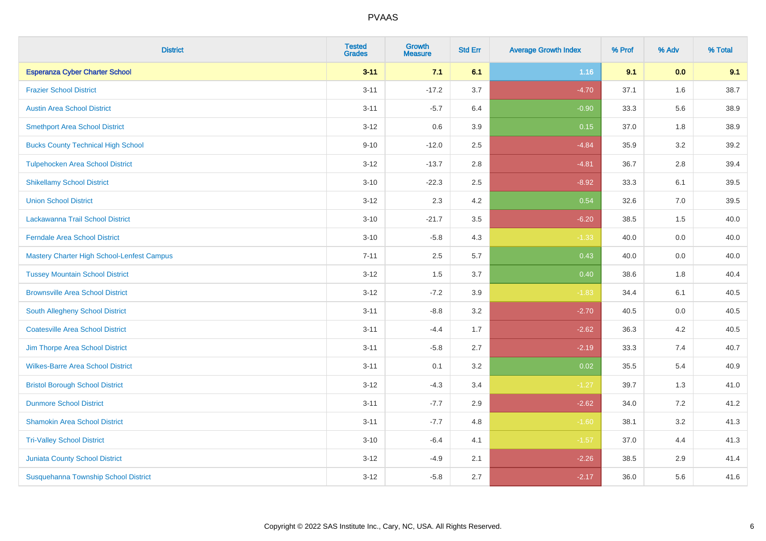| District | Tested Grades | Growth Measure | Std Err | Average Growth Index | % Prof | % Adv | % Total |
|---|---|---|---|---|---|---|---|
| **Esperanza Cyber Charter School** | **3-11** | **7.1** | **6.1** | **1.16** | **9.1** | **0.0** | **9.1** |
| Frazier School District | 3-11 | -17.2 | 3.7 | -4.70 | 37.1 | 1.6 | 38.7 |
| Austin Area School District | 3-11 | -5.7 | 6.4 | -0.90 | 33.3 | 5.6 | 38.9 |
| Smethport Area School District | 3-12 | 0.6 | 3.9 | 0.15 | 37.0 | 1.8 | 38.9 |
| Bucks County Technical High School | 9-10 | -12.0 | 2.5 | -4.84 | 35.9 | 3.2 | 39.2 |
| Tulpehocken Area School District | 3-12 | -13.7 | 2.8 | -4.81 | 36.7 | 2.8 | 39.4 |
| Shikellamy School District | 3-10 | -22.3 | 2.5 | -8.92 | 33.3 | 6.1 | 39.5 |
| Union School District | 3-12 | 2.3 | 4.2 | 0.54 | 32.6 | 7.0 | 39.5 |
| Lackawanna Trail School District | 3-10 | -21.7 | 3.5 | -6.20 | 38.5 | 1.5 | 40.0 |
| Ferndale Area School District | 3-10 | -5.8 | 4.3 | -1.33 | 40.0 | 0.0 | 40.0 |
| Mastery Charter High School-Lenfest Campus | 7-11 | 2.5 | 5.7 | 0.43 | 40.0 | 0.0 | 40.0 |
| Tussey Mountain School District | 3-12 | 1.5 | 3.7 | 0.40 | 38.6 | 1.8 | 40.4 |
| Brownsville Area School District | 3-12 | -7.2 | 3.9 | -1.83 | 34.4 | 6.1 | 40.5 |
| South Allegheny School District | 3-11 | -8.8 | 3.2 | -2.70 | 40.5 | 0.0 | 40.5 |
| Coatesville Area School District | 3-11 | -4.4 | 1.7 | -2.62 | 36.3 | 4.2 | 40.5 |
| Jim Thorpe Area School District | 3-11 | -5.8 | 2.7 | -2.19 | 33.3 | 7.4 | 40.7 |
| Wilkes-Barre Area School District | 3-11 | 0.1 | 3.2 | 0.02 | 35.5 | 5.4 | 40.9 |
| Bristol Borough School District | 3-12 | -4.3 | 3.4 | -1.27 | 39.7 | 1.3 | 41.0 |
| Dunmore School District | 3-11 | -7.7 | 2.9 | -2.62 | 34.0 | 7.2 | 41.2 |
| Shamokin Area School District | 3-11 | -7.7 | 4.8 | -1.60 | 38.1 | 3.2 | 41.3 |
| Tri-Valley School District | 3-10 | -6.4 | 4.1 | -1.57 | 37.0 | 4.4 | 41.3 |
| Juniata County School District | 3-12 | -4.9 | 2.1 | -2.26 | 38.5 | 2.9 | 41.4 |
| Susquehanna Township School District | 3-12 | -5.8 | 2.7 | -2.17 | 36.0 | 5.6 | 41.6 |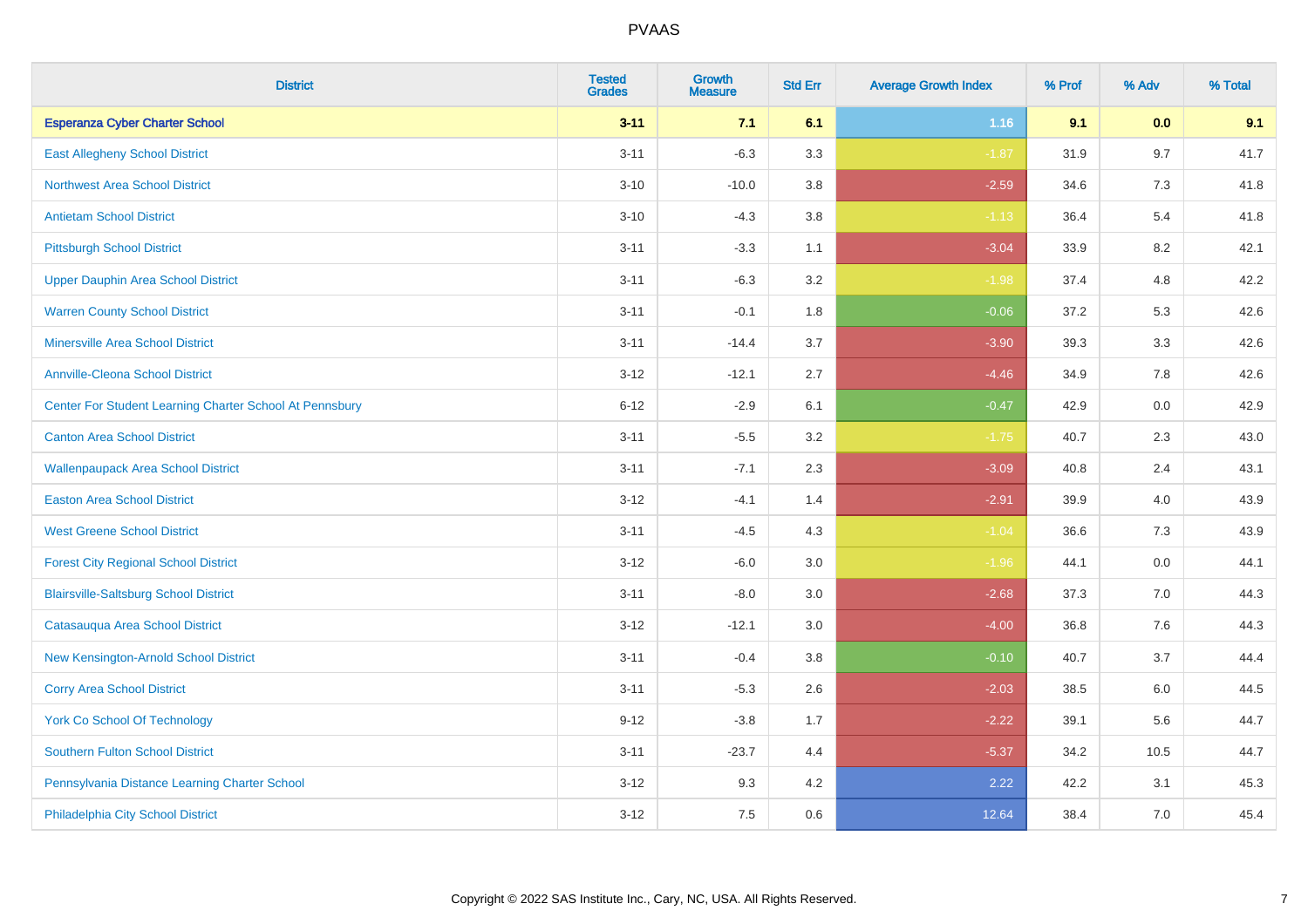# PVAAS

| District | Tested Grades | Growth Measure | Std Err | Average Growth Index | % Prof | % Adv | % Total |
|---|---|---|---|---|---|---|---|
| **Esperanza Cyber Charter School** | **3-11** | **7.1** | **6.1** | **1.16** | **9.1** | **0.0** | **9.1** |
| East Allegheny School District | 3-11 | -6.3 | 3.3 | -1.87 | 31.9 | 9.7 | 41.7 |
| Northwest Area School District | 3-10 | -10.0 | 3.8 | -2.59 | 34.6 | 7.3 | 41.8 |
| Antietam School District | 3-10 | -4.3 | 3.8 | -1.13 | 36.4 | 5.4 | 41.8 |
| Pittsburgh School District | 3-11 | -3.3 | 1.1 | -3.04 | 33.9 | 8.2 | 42.1 |
| Upper Dauphin Area School District | 3-11 | -6.3 | 3.2 | -1.98 | 37.4 | 4.8 | 42.2 |
| Warren County School District | 3-11 | -0.1 | 1.8 | -0.06 | 37.2 | 5.3 | 42.6 |
| Minersville Area School District | 3-11 | -14.4 | 3.7 | -3.90 | 39.3 | 3.3 | 42.6 |
| Annville-Cleona School District | 3-12 | -12.1 | 2.7 | -4.46 | 34.9 | 7.8 | 42.6 |
| Center For Student Learning Charter School At Pennsbury | 6-12 | -2.9 | 6.1 | -0.47 | 42.9 | 0.0 | 42.9 |
| Canton Area School District | 3-11 | -5.5 | 3.2 | -1.75 | 40.7 | 2.3 | 43.0 |
| Wallenpaupack Area School District | 3-11 | -7.1 | 2.3 | -3.09 | 40.8 | 2.4 | 43.1 |
| Easton Area School District | 3-12 | -4.1 | 1.4 | -2.91 | 39.9 | 4.0 | 43.9 |
| West Greene School District | 3-11 | -4.5 | 4.3 | -1.04 | 36.6 | 7.3 | 43.9 |
| Forest City Regional School District | 3-12 | -6.0 | 3.0 | -1.96 | 44.1 | 0.0 | 44.1 |
| Blairsville-Saltsburg School District | 3-11 | -8.0 | 3.0 | -2.68 | 37.3 | 7.0 | 44.3 |
| Catasauqua Area School District | 3-12 | -12.1 | 3.0 | -4.00 | 36.8 | 7.6 | 44.3 |
| New Kensington-Arnold School District | 3-11 | -0.4 | 3.8 | -0.10 | 40.7 | 3.7 | 44.4 |
| Corry Area School District | 3-11 | -5.3 | 2.6 | -2.03 | 38.5 | 6.0 | 44.5 |
| York Co School Of Technology | 9-12 | -3.8 | 1.7 | -2.22 | 39.1 | 5.6 | 44.7 |
| Southern Fulton School District | 3-11 | -23.7 | 4.4 | -5.37 | 34.2 | 10.5 | 44.7 |
| Pennsylvania Distance Learning Charter School | 3-12 | 9.3 | 4.2 | 2.22 | 42.2 | 3.1 | 45.3 |
| Philadelphia City School District | 3-12 | 7.5 | 0.6 | 12.64 | 38.4 | 7.0 | 45.4 |

Copyright © 2022 SAS Institute Inc., Cary, NC, USA. All Rights Reserved.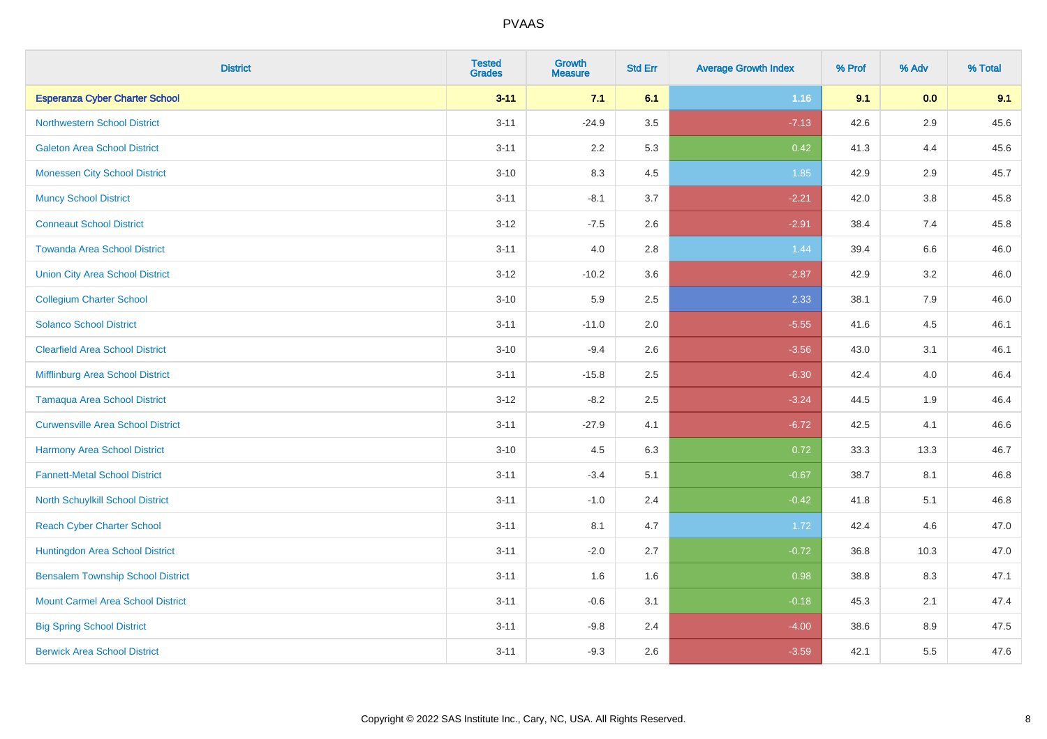| District | Tested Grades | Growth Measure | Std Err | Average Growth Index | % Prof | % Adv | % Total |
|---|---|---|---|---|---|---|---|
| **Esperanza Cyber Charter School** | **3-11** | **7.1** | **6.1** | **1.16** | **9.1** | **0.0** | **9.1** |
| Northwestern School District | 3-11 | -24.9 | 3.5 | -7.13 | 42.6 | 2.9 | 45.6 |
| Galeton Area School District | 3-11 | 2.2 | 5.3 | 0.42 | 41.3 | 4.4 | 45.6 |
| Monessen City School District | 3-10 | 8.3 | 4.5 | 1.85 | 42.9 | 2.9 | 45.7 |
| Muncy School District | 3-11 | -8.1 | 3.7 | -2.21 | 42.0 | 3.8 | 45.8 |
| Conneaut School District | 3-12 | -7.5 | 2.6 | -2.91 | 38.4 | 7.4 | 45.8 |
| Towanda Area School District | 3-11 | 4.0 | 2.8 | 1.44 | 39.4 | 6.6 | 46.0 |
| Union City Area School District | 3-12 | -10.2 | 3.6 | -2.87 | 42.9 | 3.2 | 46.0 |
| Collegium Charter School | 3-10 | 5.9 | 2.5 | 2.33 | 38.1 | 7.9 | 46.0 |
| Solanco School District | 3-11 | -11.0 | 2.0 | -5.55 | 41.6 | 4.5 | 46.1 |
| Clearfield Area School District | 3-10 | -9.4 | 2.6 | -3.56 | 43.0 | 3.1 | 46.1 |
| Mifflinburg Area School District | 3-11 | -15.8 | 2.5 | -6.30 | 42.4 | 4.0 | 46.4 |
| Tamaqua Area School District | 3-12 | -8.2 | 2.5 | -3.24 | 44.5 | 1.9 | 46.4 |
| Curwensville Area School District | 3-11 | -27.9 | 4.1 | -6.72 | 42.5 | 4.1 | 46.6 |
| Harmony Area School District | 3-10 | 4.5 | 6.3 | 0.72 | 33.3 | 13.3 | 46.7 |
| Fannett-Metal School District | 3-11 | -3.4 | 5.1 | -0.67 | 38.7 | 8.1 | 46.8 |
| North Schuylkill School District | 3-11 | -1.0 | 2.4 | -0.42 | 41.8 | 5.1 | 46.8 |
| Reach Cyber Charter School | 3-11 | 8.1 | 4.7 | 1.72 | 42.4 | 4.6 | 47.0 |
| Huntingdon Area School District | 3-11 | -2.0 | 2.7 | -0.72 | 36.8 | 10.3 | 47.0 |
| Bensalem Township School District | 3-11 | 1.6 | 1.6 | 0.98 | 38.8 | 8.3 | 47.1 |
| Mount Carmel Area School District | 3-11 | -0.6 | 3.1 | -0.18 | 45.3 | 2.1 | 47.4 |
| Big Spring School District | 3-11 | -9.8 | 2.4 | -4.00 | 38.6 | 8.9 | 47.5 |
| Berwick Area School District | 3-11 | -9.3 | 2.6 | -3.59 | 42.1 | 5.5 | 47.6 |

Copyright © 2022 SAS Institute Inc., Cary, NC, USA. All Rights Reserved.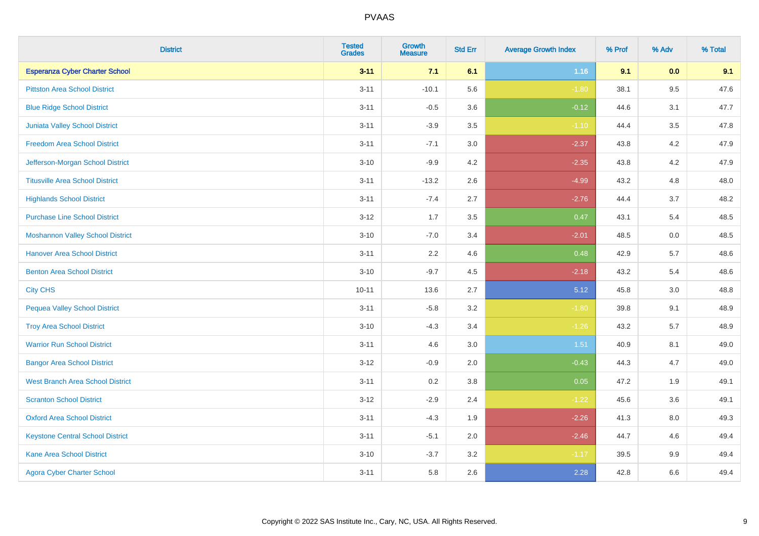| District | Tested Grades | Growth Measure | Std Err | Average Growth Index | % Prof | % Adv | % Total |
|---|---|---|---|---|---|---|---|
| **Esperanza Cyber Charter School** | **3-11** | **7.1** | **6.1** | **1.16** | **9.1** | **0.0** | **9.1** |
| Pittston Area School District | 3-11 | -10.1 | 5.6 | -1.80 | 38.1 | 9.5 | 47.6 |
| Blue Ridge School District | 3-11 | -0.5 | 3.6 | -0.12 | 44.6 | 3.1 | 47.7 |
| Juniata Valley School District | 3-11 | -3.9 | 3.5 | -1.10 | 44.4 | 3.5 | 47.8 |
| Freedom Area School District | 3-11 | -7.1 | 3.0 | -2.37 | 43.8 | 4.2 | 47.9 |
| Jefferson-Morgan School District | 3-10 | -9.9 | 4.2 | -2.35 | 43.8 | 4.2 | 47.9 |
| Titusville Area School District | 3-11 | -13.2 | 2.6 | -4.99 | 43.2 | 4.8 | 48.0 |
| Highlands School District | 3-11 | -7.4 | 2.7 | -2.76 | 44.4 | 3.7 | 48.2 |
| Purchase Line School District | 3-12 | 1.7 | 3.5 | 0.47 | 43.1 | 5.4 | 48.5 |
| Moshannon Valley School District | 3-10 | -7.0 | 3.4 | -2.01 | 48.5 | 0.0 | 48.5 |
| Hanover Area School District | 3-11 | 2.2 | 4.6 | 0.48 | 42.9 | 5.7 | 48.6 |
| Benton Area School District | 3-10 | -9.7 | 4.5 | -2.18 | 43.2 | 5.4 | 48.6 |
| City CHS | 10-11 | 13.6 | 2.7 | 5.12 | 45.8 | 3.0 | 48.8 |
| Pequea Valley School District | 3-11 | -5.8 | 3.2 | -1.80 | 39.8 | 9.1 | 48.9 |
| Troy Area School District | 3-10 | -4.3 | 3.4 | -1.26 | 43.2 | 5.7 | 48.9 |
| Warrior Run School District | 3-11 | 4.6 | 3.0 | 1.51 | 40.9 | 8.1 | 49.0 |
| Bangor Area School District | 3-12 | -0.9 | 2.0 | -0.43 | 44.3 | 4.7 | 49.0 |
| West Branch Area School District | 3-11 | 0.2 | 3.8 | 0.05 | 47.2 | 1.9 | 49.1 |
| Scranton School District | 3-12 | -2.9 | 2.4 | -1.22 | 45.6 | 3.6 | 49.1 |
| Oxford Area School District | 3-11 | -4.3 | 1.9 | -2.26 | 41.3 | 8.0 | 49.3 |
| Keystone Central School District | 3-11 | -5.1 | 2.0 | -2.46 | 44.7 | 4.6 | 49.4 |
| Kane Area School District | 3-10 | -3.7 | 3.2 | -1.17 | 39.5 | 9.9 | 49.4 |
| Agora Cyber Charter School | 3-11 | 5.8 | 2.6 | 2.28 | 42.8 | 6.6 | 49.4 |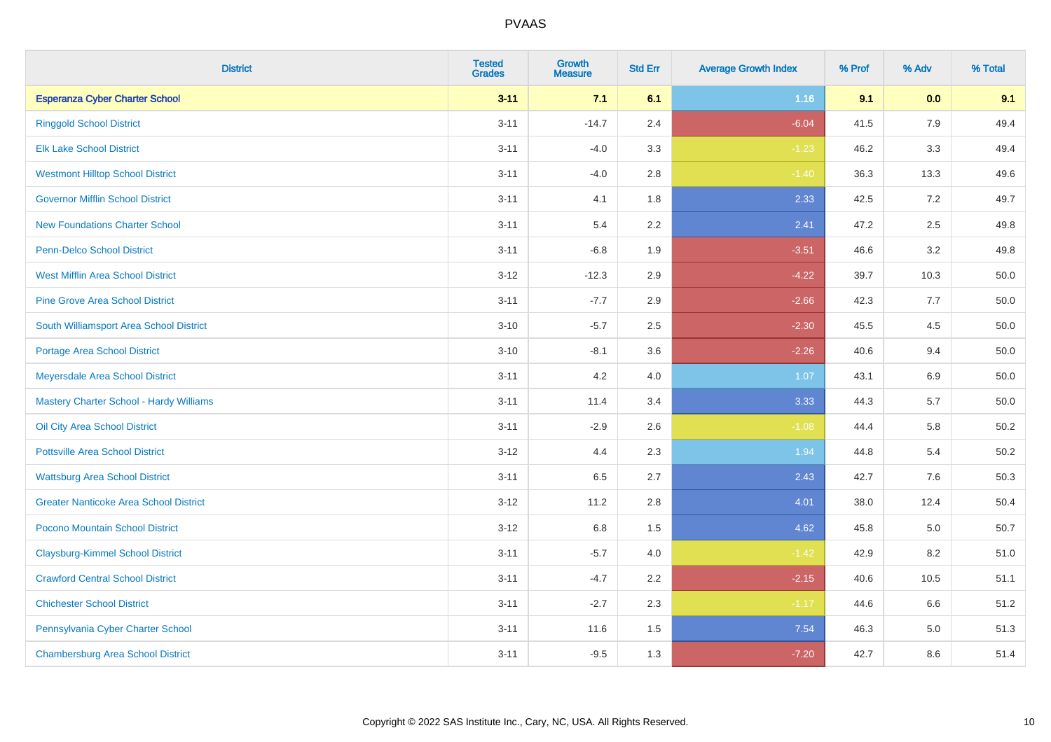| District | Tested Grades | Growth Measure | Std Err | Average Growth Index | % Prof | % Adv | % Total |
|---|---|---|---|---|---|---|---|
| **Esperanza Cyber Charter School** | **3-11** | **7.1** | **6.1** | **1.16** | **9.1** | **0.0** | **9.1** |
| Ringgold School District | 3-11 | -14.7 | 2.4 | -6.04 | 41.5 | 7.9 | 49.4 |
| Elk Lake School District | 3-11 | -4.0 | 3.3 | -1.23 | 46.2 | 3.3 | 49.4 |
| Westmont Hilltop School District | 3-11 | -4.0 | 2.8 | -1.40 | 36.3 | 13.3 | 49.6 |
| Governor Mifflin School District | 3-11 | 4.1 | 1.8 | 2.33 | 42.5 | 7.2 | 49.7 |
| New Foundations Charter School | 3-11 | 5.4 | 2.2 | 2.41 | 47.2 | 2.5 | 49.8 |
| Penn-Delco School District | 3-11 | -6.8 | 1.9 | -3.51 | 46.6 | 3.2 | 49.8 |
| West Mifflin Area School District | 3-12 | -12.3 | 2.9 | -4.22 | 39.7 | 10.3 | 50.0 |
| Pine Grove Area School District | 3-11 | -7.7 | 2.9 | -2.66 | 42.3 | 7.7 | 50.0 |
| South Williamsport Area School District | 3-10 | -5.7 | 2.5 | -2.30 | 45.5 | 4.5 | 50.0 |
| Portage Area School District | 3-10 | -8.1 | 3.6 | -2.26 | 40.6 | 9.4 | 50.0 |
| Meyersdale Area School District | 3-11 | 4.2 | 4.0 | 1.07 | 43.1 | 6.9 | 50.0 |
| Mastery Charter School - Hardy Williams | 3-11 | 11.4 | 3.4 | 3.33 | 44.3 | 5.7 | 50.0 |
| Oil City Area School District | 3-11 | -2.9 | 2.6 | -1.08 | 44.4 | 5.8 | 50.2 |
| Pottsville Area School District | 3-12 | 4.4 | 2.3 | 1.94 | 44.8 | 5.4 | 50.2 |
| Wattsburg Area School District | 3-11 | 6.5 | 2.7 | 2.43 | 42.7 | 7.6 | 50.3 |
| Greater Nanticoke Area School District | 3-12 | 11.2 | 2.8 | 4.01 | 38.0 | 12.4 | 50.4 |
| Pocono Mountain School District | 3-12 | 6.8 | 1.5 | 4.62 | 45.8 | 5.0 | 50.7 |
| Claysburg-Kimmel School District | 3-11 | -5.7 | 4.0 | -1.42 | 42.9 | 8.2 | 51.0 |
| Crawford Central School District | 3-11 | -4.7 | 2.2 | -2.15 | 40.6 | 10.5 | 51.1 |
| Chichester School District | 3-11 | -2.7 | 2.3 | -1.17 | 44.6 | 6.6 | 51.2 |
| Pennsylvania Cyber Charter School | 3-11 | 11.6 | 1.5 | 7.54 | 46.3 | 5.0 | 51.3 |
| Chambersburg Area School District | 3-11 | -9.5 | 1.3 | -7.20 | 42.7 | 8.6 | 51.4 |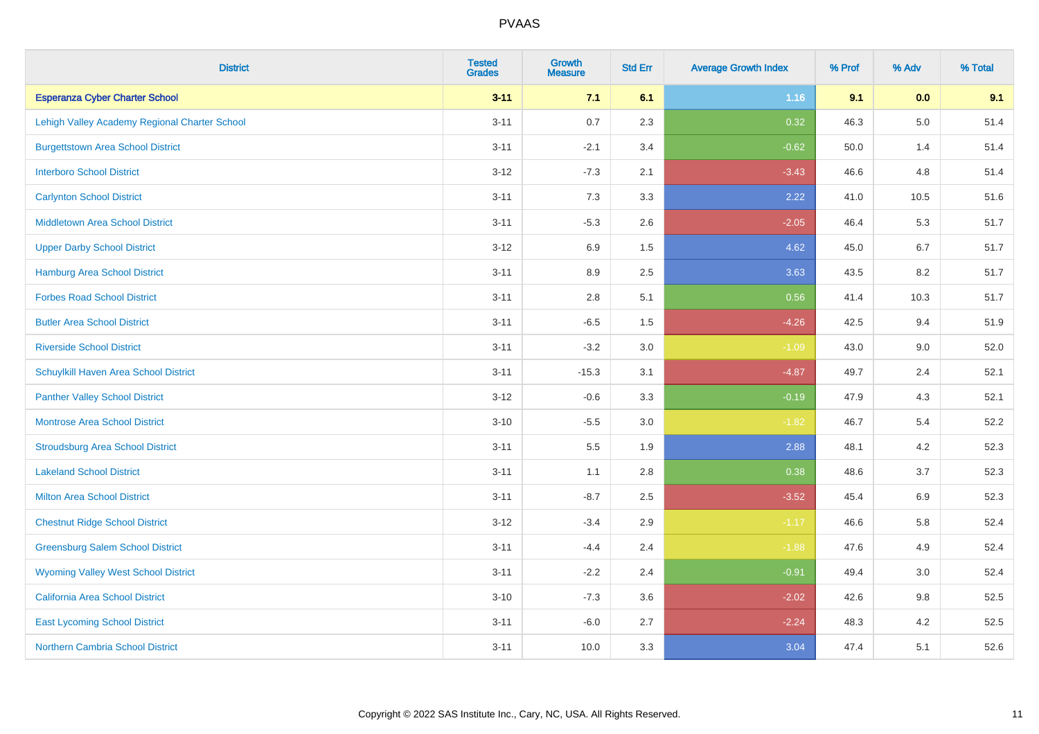# PVAAS

| District | Tested Grades | Growth Measure | Std Err | Average Growth Index | % Prof | % Adv | % Total |
|---|---|---|---|---|---|---|---|
| **Esperanza Cyber Charter School** | **3-11** | **7.1** | **6.1** | **1.16** | **9.1** | **0.0** | **9.1** |
| Lehigh Valley Academy Regional Charter School | 3-11 | 0.7 | 2.3 | 0.32 | 46.3 | 5.0 | 51.4 |
| Burgettstown Area School District | 3-11 | -2.1 | 3.4 | -0.62 | 50.0 | 1.4 | 51.4 |
| Interboro School District | 3-12 | -7.3 | 2.1 | -3.43 | 46.6 | 4.8 | 51.4 |
| Carlynton School District | 3-11 | 7.3 | 3.3 | 2.22 | 41.0 | 10.5 | 51.6 |
| Middletown Area School District | 3-11 | -5.3 | 2.6 | -2.05 | 46.4 | 5.3 | 51.7 |
| Upper Darby School District | 3-12 | 6.9 | 1.5 | 4.62 | 45.0 | 6.7 | 51.7 |
| Hamburg Area School District | 3-11 | 8.9 | 2.5 | 3.63 | 43.5 | 8.2 | 51.7 |
| Forbes Road School District | 3-11 | 2.8 | 5.1 | 0.56 | 41.4 | 10.3 | 51.7 |
| Butler Area School District | 3-11 | -6.5 | 1.5 | -4.26 | 42.5 | 9.4 | 51.9 |
| Riverside School District | 3-11 | -3.2 | 3.0 | -1.09 | 43.0 | 9.0 | 52.0 |
| Schuylkill Haven Area School District | 3-11 | -15.3 | 3.1 | -4.87 | 49.7 | 2.4 | 52.1 |
| Panther Valley School District | 3-12 | -0.6 | 3.3 | -0.19 | 47.9 | 4.3 | 52.1 |
| Montrose Area School District | 3-10 | -5.5 | 3.0 | -1.82 | 46.7 | 5.4 | 52.2 |
| Stroudsburg Area School District | 3-11 | 5.5 | 1.9 | 2.88 | 48.1 | 4.2 | 52.3 |
| Lakeland School District | 3-11 | 1.1 | 2.8 | 0.38 | 48.6 | 3.7 | 52.3 |
| Milton Area School District | 3-11 | -8.7 | 2.5 | -3.52 | 45.4 | 6.9 | 52.3 |
| Chestnut Ridge School District | 3-12 | -3.4 | 2.9 | -1.17 | 46.6 | 5.8 | 52.4 |
| Greensburg Salem School District | 3-11 | -4.4 | 2.4 | -1.88 | 47.6 | 4.9 | 52.4 |
| Wyoming Valley West School District | 3-11 | -2.2 | 2.4 | -0.91 | 49.4 | 3.0 | 52.4 |
| California Area School District | 3-10 | -7.3 | 3.6 | -2.02 | 42.6 | 9.8 | 52.5 |
| East Lycoming School District | 3-11 | -6.0 | 2.7 | -2.24 | 48.3 | 4.2 | 52.5 |
| Northern Cambria School District | 3-11 | 10.0 | 3.3 | 3.04 | 47.4 | 5.1 | 52.6 |

Copyright © 2022 SAS Institute Inc., Cary, NC, USA. All Rights Reserved.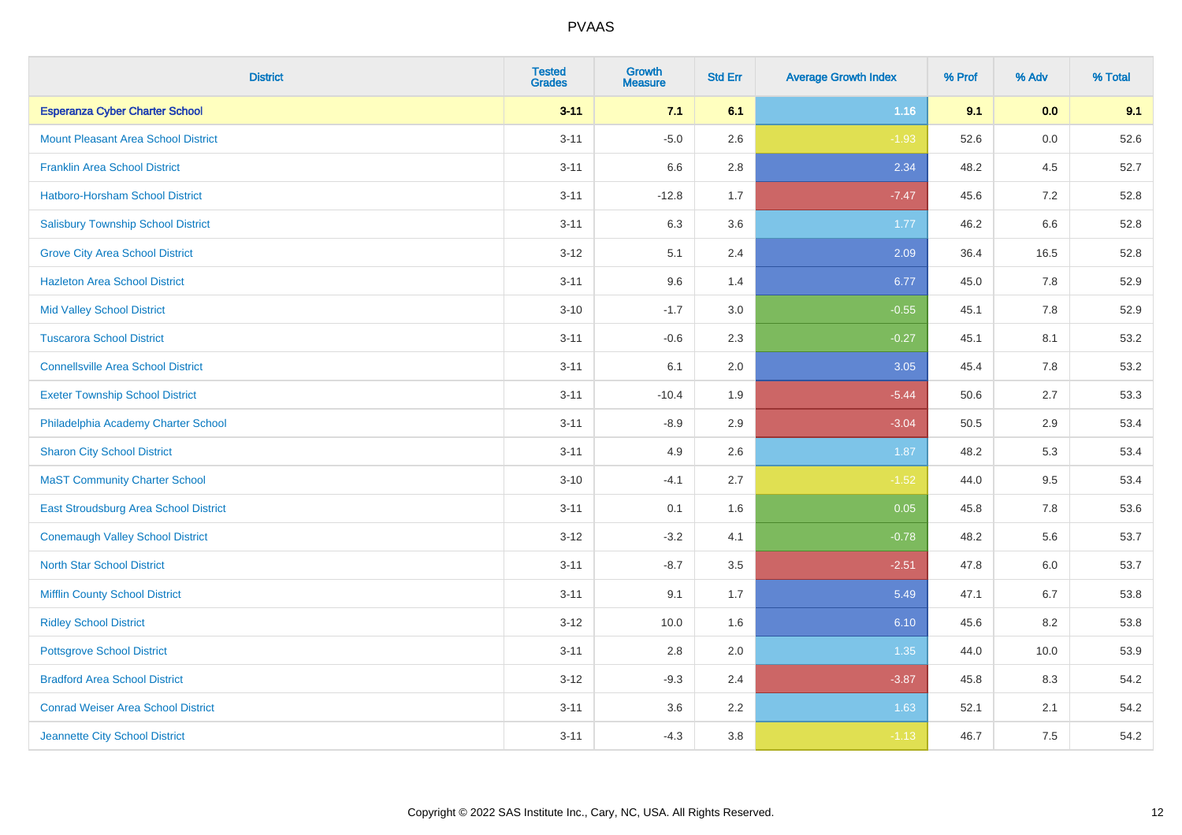| District | Tested Grades | Growth Measure | Std Err | Average Growth Index | % Prof | % Adv | % Total |
|---|---|---|---|---|---|---|---|
| **Esperanza Cyber Charter School** | **3-11** | **7.1** | **6.1** | **1.16** | **9.1** | **0.0** | **9.1** |
| Mount Pleasant Area School District | 3-11 | -5.0 | 2.6 | -1.93 | 52.6 | 0.0 | 52.6 |
| Franklin Area School District | 3-11 | 6.6 | 2.8 | 2.34 | 48.2 | 4.5 | 52.7 |
| Hatboro-Horsham School District | 3-11 | -12.8 | 1.7 | -7.47 | 45.6 | 7.2 | 52.8 |
| Salisbury Township School District | 3-11 | 6.3 | 3.6 | 1.77 | 46.2 | 6.6 | 52.8 |
| Grove City Area School District | 3-12 | 5.1 | 2.4 | 2.09 | 36.4 | 16.5 | 52.8 |
| Hazleton Area School District | 3-11 | 9.6 | 1.4 | 6.77 | 45.0 | 7.8 | 52.9 |
| Mid Valley School District | 3-10 | -1.7 | 3.0 | -0.55 | 45.1 | 7.8 | 52.9 |
| Tuscarora School District | 3-11 | -0.6 | 2.3 | -0.27 | 45.1 | 8.1 | 53.2 |
| Connellsville Area School District | 3-11 | 6.1 | 2.0 | 3.05 | 45.4 | 7.8 | 53.2 |
| Exeter Township School District | 3-11 | -10.4 | 1.9 | -5.44 | 50.6 | 2.7 | 53.3 |
| Philadelphia Academy Charter School | 3-11 | -8.9 | 2.9 | -3.04 | 50.5 | 2.9 | 53.4 |
| Sharon City School District | 3-11 | 4.9 | 2.6 | 1.87 | 48.2 | 5.3 | 53.4 |
| MaST Community Charter School | 3-10 | -4.1 | 2.7 | -1.52 | 44.0 | 9.5 | 53.4 |
| East Stroudsburg Area School District | 3-11 | 0.1 | 1.6 | 0.05 | 45.8 | 7.8 | 53.6 |
| Conemaugh Valley School District | 3-12 | -3.2 | 4.1 | -0.78 | 48.2 | 5.6 | 53.7 |
| North Star School District | 3-11 | -8.7 | 3.5 | -2.51 | 47.8 | 6.0 | 53.7 |
| Mifflin County School District | 3-11 | 9.1 | 1.7 | 5.49 | 47.1 | 6.7 | 53.8 |
| Ridley School District | 3-12 | 10.0 | 1.6 | 6.10 | 45.6 | 8.2 | 53.8 |
| Pottsgrove School District | 3-11 | 2.8 | 2.0 | 1.35 | 44.0 | 10.0 | 53.9 |
| Bradford Area School District | 3-12 | -9.3 | 2.4 | -3.87 | 45.8 | 8.3 | 54.2 |
| Conrad Weiser Area School District | 3-11 | 3.6 | 2.2 | 1.63 | 52.1 | 2.1 | 54.2 |
| Jeannette City School District | 3-11 | -4.3 | 3.8 | -1.13 | 46.7 | 7.5 | 54.2 |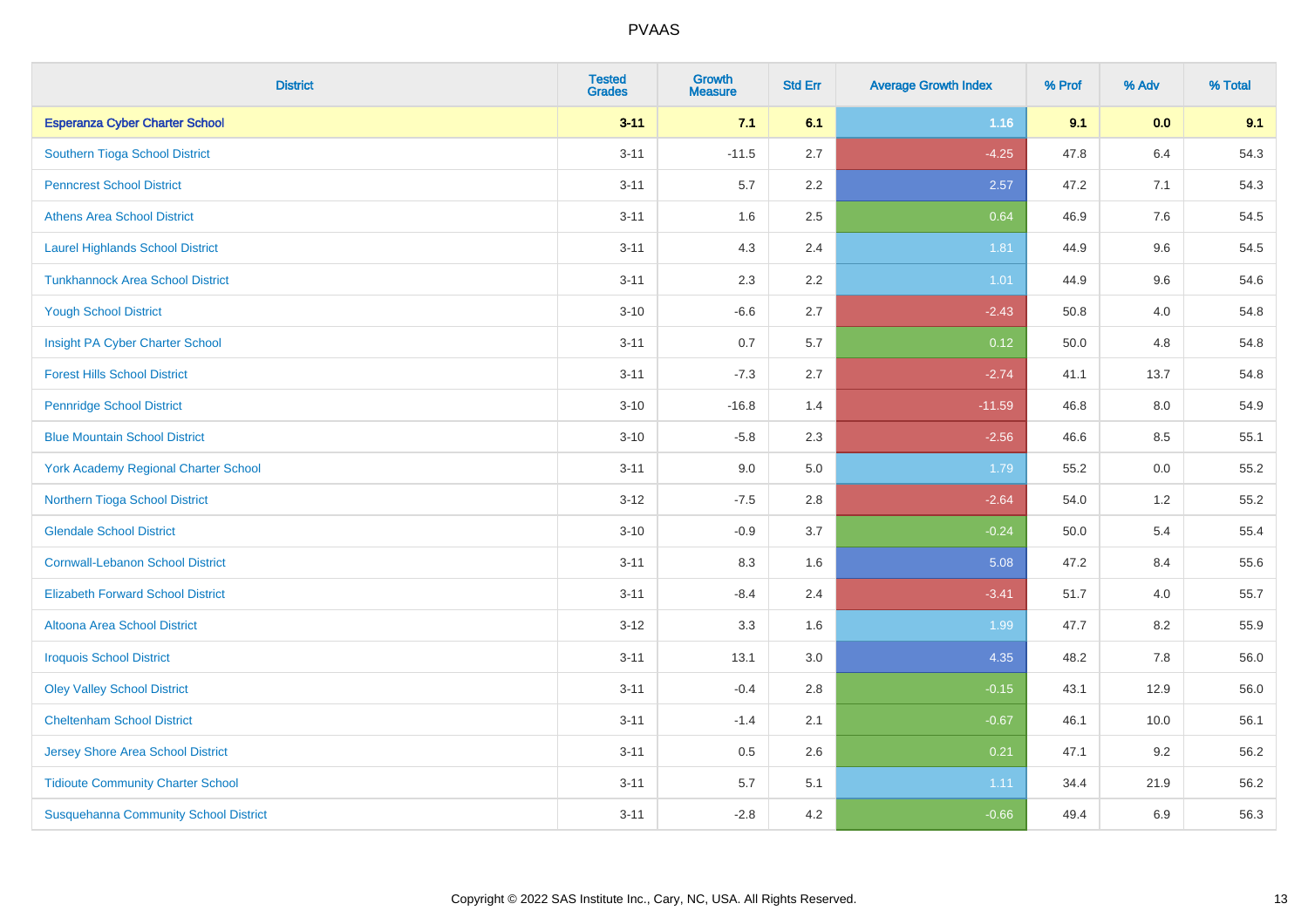# PVAAS

| District | Tested Grades | Growth Measure | Std Err | Average Growth Index | % Prof | % Adv | % Total |
|---|---|---|---|---|---|---|---|
| **Esperanza Cyber Charter School** | **3-11** | **7.1** | **6.1** | **1.16** | **9.1** | **0.0** | **9.1** |
| Southern Tioga School District | 3-11 | -11.5 | 2.7 | -4.25 | 47.8 | 6.4 | 54.3 |
| Penncrest School District | 3-11 | 5.7 | 2.2 | 2.57 | 47.2 | 7.1 | 54.3 |
| Athens Area School District | 3-11 | 1.6 | 2.5 | 0.64 | 46.9 | 7.6 | 54.5 |
| Laurel Highlands School District | 3-11 | 4.3 | 2.4 | 1.81 | 44.9 | 9.6 | 54.5 |
| Tunkhannock Area School District | 3-11 | 2.3 | 2.2 | 1.01 | 44.9 | 9.6 | 54.6 |
| Yough School District | 3-10 | -6.6 | 2.7 | -2.43 | 50.8 | 4.0 | 54.8 |
| Insight PA Cyber Charter School | 3-11 | 0.7 | 5.7 | 0.12 | 50.0 | 4.8 | 54.8 |
| Forest Hills School District | 3-11 | -7.3 | 2.7 | -2.74 | 41.1 | 13.7 | 54.8 |
| Pennridge School District | 3-10 | -16.8 | 1.4 | -11.59 | 46.8 | 8.0 | 54.9 |
| Blue Mountain School District | 3-10 | -5.8 | 2.3 | -2.56 | 46.6 | 8.5 | 55.1 |
| York Academy Regional Charter School | 3-11 | 9.0 | 5.0 | 1.79 | 55.2 | 0.0 | 55.2 |
| Northern Tioga School District | 3-12 | -7.5 | 2.8 | -2.64 | 54.0 | 1.2 | 55.2 |
| Glendale School District | 3-10 | -0.9 | 3.7 | -0.24 | 50.0 | 5.4 | 55.4 |
| Cornwall-Lebanon School District | 3-11 | 8.3 | 1.6 | 5.08 | 47.2 | 8.4 | 55.6 |
| Elizabeth Forward School District | 3-11 | -8.4 | 2.4 | -3.41 | 51.7 | 4.0 | 55.7 |
| Altoona Area School District | 3-12 | 3.3 | 1.6 | 1.99 | 47.7 | 8.2 | 55.9 |
| Iroquois School District | 3-11 | 13.1 | 3.0 | 4.35 | 48.2 | 7.8 | 56.0 |
| Oley Valley School District | 3-11 | -0.4 | 2.8 | -0.15 | 43.1 | 12.9 | 56.0 |
| Cheltenham School District | 3-11 | -1.4 | 2.1 | -0.67 | 46.1 | 10.0 | 56.1 |
| Jersey Shore Area School District | 3-11 | 0.5 | 2.6 | 0.21 | 47.1 | 9.2 | 56.2 |
| Tidioute Community Charter School | 3-11 | 5.7 | 5.1 | 1.11 | 34.4 | 21.9 | 56.2 |
| Susquehanna Community School District | 3-11 | -2.8 | 4.2 | -0.66 | 49.4 | 6.9 | 56.3 |

Copyright © 2022 SAS Institute Inc., Cary, NC, USA. All Rights Reserved.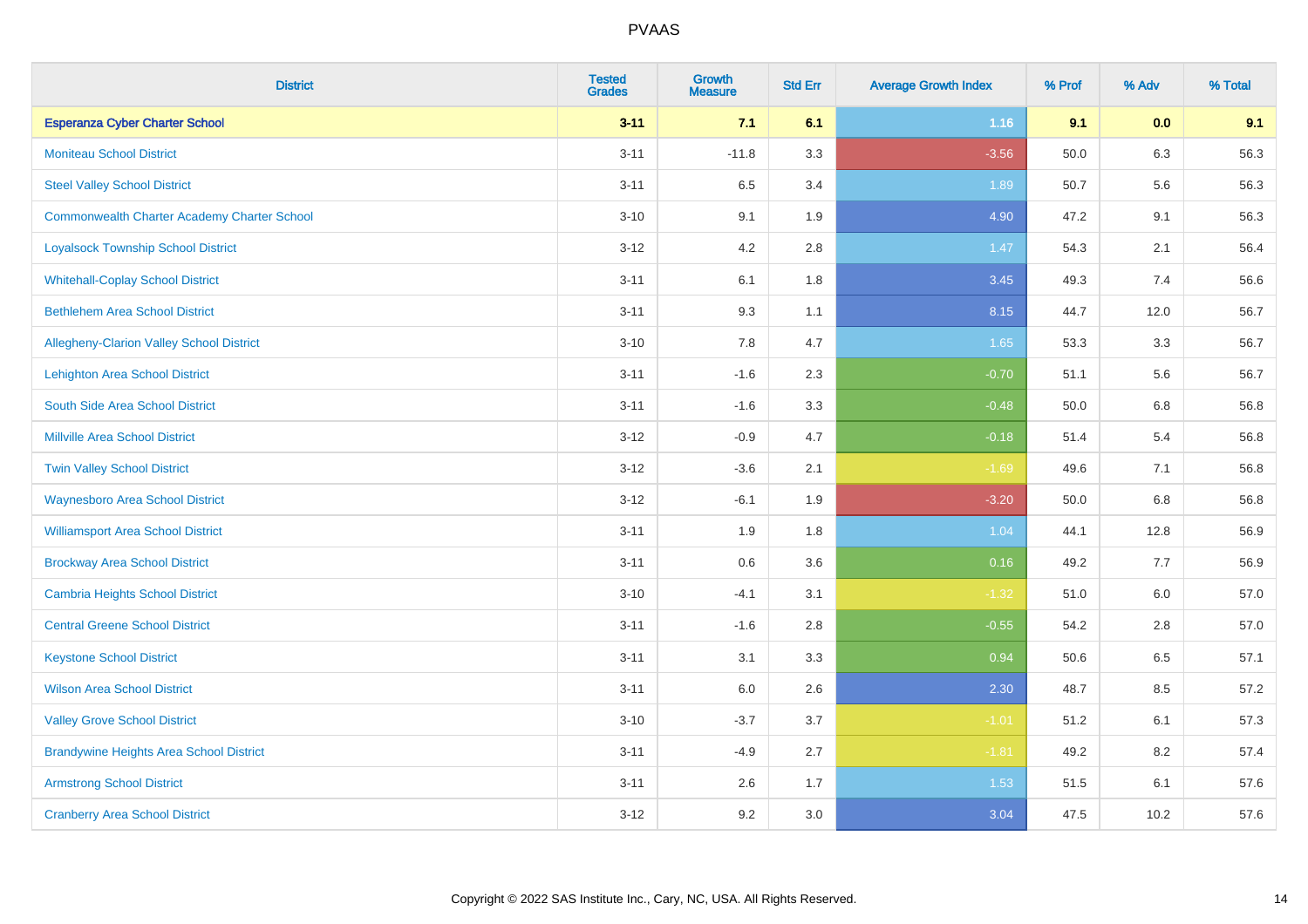# PVAAS

| District | Tested Grades | Growth Measure | Std Err | Average Growth Index | % Prof | % Adv | % Total |
|---|---|---|---|---|---|---|---|
| **Esperanza Cyber Charter School** | **3-11** | **7.1** | **6.1** | **1.16** | **9.1** | **0.0** | **9.1** |
| Moniteau School District | 3-11 | -11.8 | 3.3 | -3.56 | 50.0 | 6.3 | 56.3 |
| Steel Valley School District | 3-11 | 6.5 | 3.4 | 1.89 | 50.7 | 5.6 | 56.3 |
| Commonwealth Charter Academy Charter School | 3-10 | 9.1 | 1.9 | 4.90 | 47.2 | 9.1 | 56.3 |
| Loyalsock Township School District | 3-12 | 4.2 | 2.8 | 1.47 | 54.3 | 2.1 | 56.4 |
| Whitehall-Coplay School District | 3-11 | 6.1 | 1.8 | 3.45 | 49.3 | 7.4 | 56.6 |
| Bethlehem Area School District | 3-11 | 9.3 | 1.1 | 8.15 | 44.7 | 12.0 | 56.7 |
| Allegheny-Clarion Valley School District | 3-10 | 7.8 | 4.7 | 1.65 | 53.3 | 3.3 | 56.7 |
| Lehighton Area School District | 3-11 | -1.6 | 2.3 | -0.70 | 51.1 | 5.6 | 56.7 |
| South Side Area School District | 3-11 | -1.6 | 3.3 | -0.48 | 50.0 | 6.8 | 56.8 |
| Millville Area School District | 3-12 | -0.9 | 4.7 | -0.18 | 51.4 | 5.4 | 56.8 |
| Twin Valley School District | 3-12 | -3.6 | 2.1 | -1.69 | 49.6 | 7.1 | 56.8 |
| Waynesboro Area School District | 3-12 | -6.1 | 1.9 | -3.20 | 50.0 | 6.8 | 56.8 |
| Williamsport Area School District | 3-11 | 1.9 | 1.8 | 1.04 | 44.1 | 12.8 | 56.9 |
| Brockway Area School District | 3-11 | 0.6 | 3.6 | 0.16 | 49.2 | 7.7 | 56.9 |
| Cambria Heights School District | 3-10 | -4.1 | 3.1 | -1.32 | 51.0 | 6.0 | 57.0 |
| Central Greene School District | 3-11 | -1.6 | 2.8 | -0.55 | 54.2 | 2.8 | 57.0 |
| Keystone School District | 3-11 | 3.1 | 3.3 | 0.94 | 50.6 | 6.5 | 57.1 |
| Wilson Area School District | 3-11 | 6.0 | 2.6 | 2.30 | 48.7 | 8.5 | 57.2 |
| Valley Grove School District | 3-10 | -3.7 | 3.7 | -1.01 | 51.2 | 6.1 | 57.3 |
| Brandywine Heights Area School District | 3-11 | -4.9 | 2.7 | -1.81 | 49.2 | 8.2 | 57.4 |
| Armstrong School District | 3-11 | 2.6 | 1.7 | 1.53 | 51.5 | 6.1 | 57.6 |
| Cranberry Area School District | 3-12 | 9.2 | 3.0 | 3.04 | 47.5 | 10.2 | 57.6 |

Copyright © 2022 SAS Institute Inc., Cary, NC, USA. All Rights Reserved.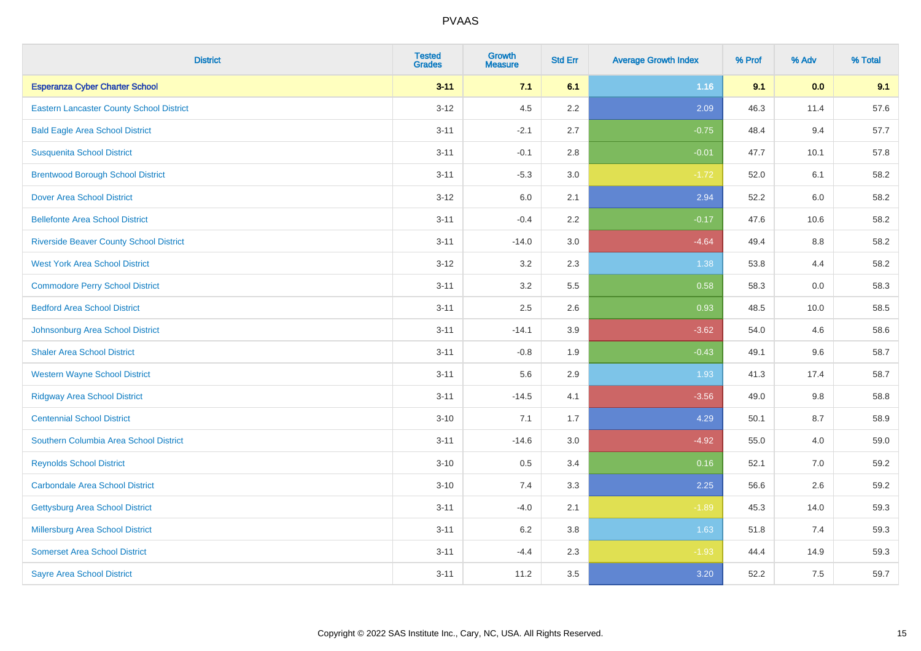# PVAAS

| District | Tested Grades | Growth Measure | Std Err | Average Growth Index | % Prof | % Adv | % Total |
|---|---|---|---|---|---|---|---|
| **Esperanza Cyber Charter School** | **3-11** | **7.1** | **6.1** | **1.16** | **9.1** | **0.0** | **9.1** |
| Eastern Lancaster County School District | 3-12 | 4.5 | 2.2 | 2.09 | 46.3 | 11.4 | 57.6 |
| Bald Eagle Area School District | 3-11 | -2.1 | 2.7 | -0.75 | 48.4 | 9.4 | 57.7 |
| Susquenita School District | 3-11 | -0.1 | 2.8 | -0.01 | 47.7 | 10.1 | 57.8 |
| Brentwood Borough School District | 3-11 | -5.3 | 3.0 | -1.72 | 52.0 | 6.1 | 58.2 |
| Dover Area School District | 3-12 | 6.0 | 2.1 | 2.94 | 52.2 | 6.0 | 58.2 |
| Bellefonte Area School District | 3-11 | -0.4 | 2.2 | -0.17 | 47.6 | 10.6 | 58.2 |
| Riverside Beaver County School District | 3-11 | -14.0 | 3.0 | -4.64 | 49.4 | 8.8 | 58.2 |
| West York Area School District | 3-12 | 3.2 | 2.3 | 1.38 | 53.8 | 4.4 | 58.2 |
| Commodore Perry School District | 3-11 | 3.2 | 5.5 | 0.58 | 58.3 | 0.0 | 58.3 |
| Bedford Area School District | 3-11 | 2.5 | 2.6 | 0.93 | 48.5 | 10.0 | 58.5 |
| Johnsonburg Area School District | 3-11 | -14.1 | 3.9 | -3.62 | 54.0 | 4.6 | 58.6 |
| Shaler Area School District | 3-11 | -0.8 | 1.9 | -0.43 | 49.1 | 9.6 | 58.7 |
| Western Wayne School District | 3-11 | 5.6 | 2.9 | 1.93 | 41.3 | 17.4 | 58.7 |
| Ridgway Area School District | 3-11 | -14.5 | 4.1 | -3.56 | 49.0 | 9.8 | 58.8 |
| Centennial School District | 3-10 | 7.1 | 1.7 | 4.29 | 50.1 | 8.7 | 58.9 |
| Southern Columbia Area School District | 3-11 | -14.6 | 3.0 | -4.92 | 55.0 | 4.0 | 59.0 |
| Reynolds School District | 3-10 | 0.5 | 3.4 | 0.16 | 52.1 | 7.0 | 59.2 |
| Carbondale Area School District | 3-10 | 7.4 | 3.3 | 2.25 | 56.6 | 2.6 | 59.2 |
| Gettysburg Area School District | 3-11 | -4.0 | 2.1 | -1.89 | 45.3 | 14.0 | 59.3 |
| Millersburg Area School District | 3-11 | 6.2 | 3.8 | 1.63 | 51.8 | 7.4 | 59.3 |
| Somerset Area School District | 3-11 | -4.4 | 2.3 | -1.93 | 44.4 | 14.9 | 59.3 |
| Sayre Area School District | 3-11 | 11.2 | 3.5 | 3.20 | 52.2 | 7.5 | 59.7 |

Copyright © 2022 SAS Institute Inc., Cary, NC, USA. All Rights Reserved.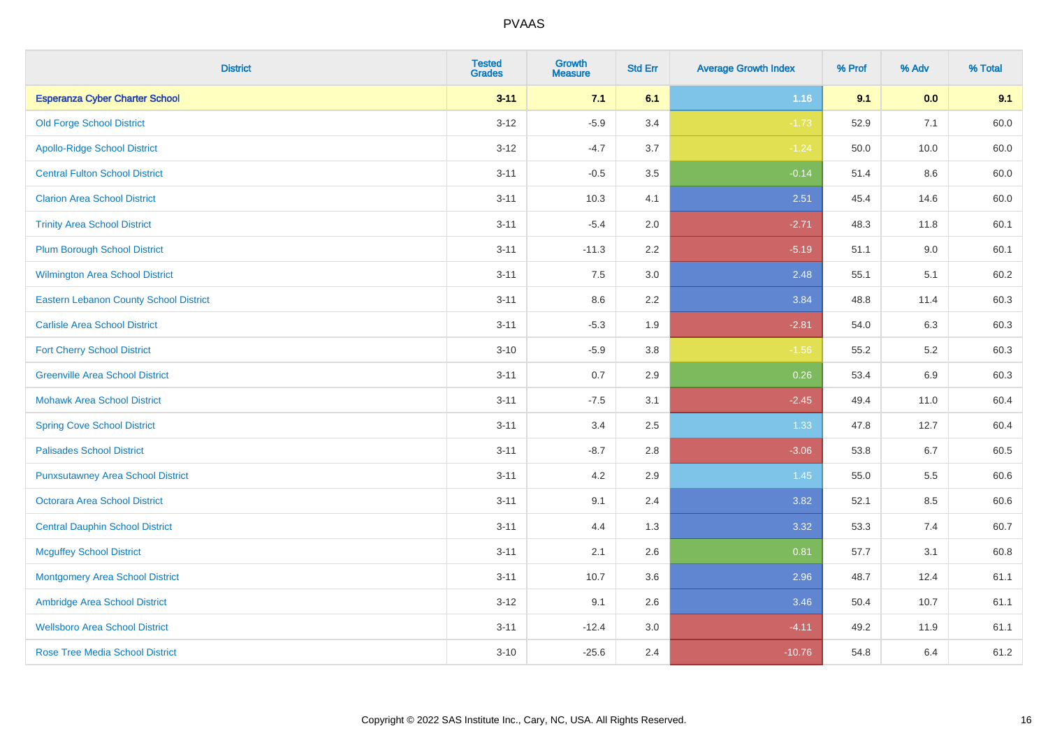PVAAS

| District | Tested Grades | Growth Measure | Std Err | Average Growth Index | % Prof | % Adv | % Total |
|---|---|---|---|---|---|---|---|
| **Esperanza Cyber Charter School** | **3-11** | **7.1** | **6.1** | **1.16** | **9.1** | **0.0** | **9.1** |
| Old Forge School District | 3-12 | -5.9 | 3.4 | -1.73 | 52.9 | 7.1 | 60.0 |
| Apollo-Ridge School District | 3-12 | -4.7 | 3.7 | -1.24 | 50.0 | 10.0 | 60.0 |
| Central Fulton School District | 3-11 | -0.5 | 3.5 | -0.14 | 51.4 | 8.6 | 60.0 |
| Clarion Area School District | 3-11 | 10.3 | 4.1 | 2.51 | 45.4 | 14.6 | 60.0 |
| Trinity Area School District | 3-11 | -5.4 | 2.0 | -2.71 | 48.3 | 11.8 | 60.1 |
| Plum Borough School District | 3-11 | -11.3 | 2.2 | -5.19 | 51.1 | 9.0 | 60.1 |
| Wilmington Area School District | 3-11 | 7.5 | 3.0 | 2.48 | 55.1 | 5.1 | 60.2 |
| Eastern Lebanon County School District | 3-11 | 8.6 | 2.2 | 3.84 | 48.8 | 11.4 | 60.3 |
| Carlisle Area School District | 3-11 | -5.3 | 1.9 | -2.81 | 54.0 | 6.3 | 60.3 |
| Fort Cherry School District | 3-10 | -5.9 | 3.8 | -1.56 | 55.2 | 5.2 | 60.3 |
| Greenville Area School District | 3-11 | 0.7 | 2.9 | 0.26 | 53.4 | 6.9 | 60.3 |
| Mohawk Area School District | 3-11 | -7.5 | 3.1 | -2.45 | 49.4 | 11.0 | 60.4 |
| Spring Cove School District | 3-11 | 3.4 | 2.5 | 1.33 | 47.8 | 12.7 | 60.4 |
| Palisades School District | 3-11 | -8.7 | 2.8 | -3.06 | 53.8 | 6.7 | 60.5 |
| Punxsutawney Area School District | 3-11 | 4.2 | 2.9 | 1.45 | 55.0 | 5.5 | 60.6 |
| Octorara Area School District | 3-11 | 9.1 | 2.4 | 3.82 | 52.1 | 8.5 | 60.6 |
| Central Dauphin School District | 3-11 | 4.4 | 1.3 | 3.32 | 53.3 | 7.4 | 60.7 |
| Mcguffey School District | 3-11 | 2.1 | 2.6 | 0.81 | 57.7 | 3.1 | 60.8 |
| Montgomery Area School District | 3-11 | 10.7 | 3.6 | 2.96 | 48.7 | 12.4 | 61.1 |
| Ambridge Area School District | 3-12 | 9.1 | 2.6 | 3.46 | 50.4 | 10.7 | 61.1 |
| Wellsboro Area School District | 3-11 | -12.4 | 3.0 | -4.11 | 49.2 | 11.9 | 61.1 |
| Rose Tree Media School District | 3-10 | -25.6 | 2.4 | -10.76 | 54.8 | 6.4 | 61.2 |

Copyright © 2022 SAS Institute Inc., Cary, NC, USA. All Rights Reserved.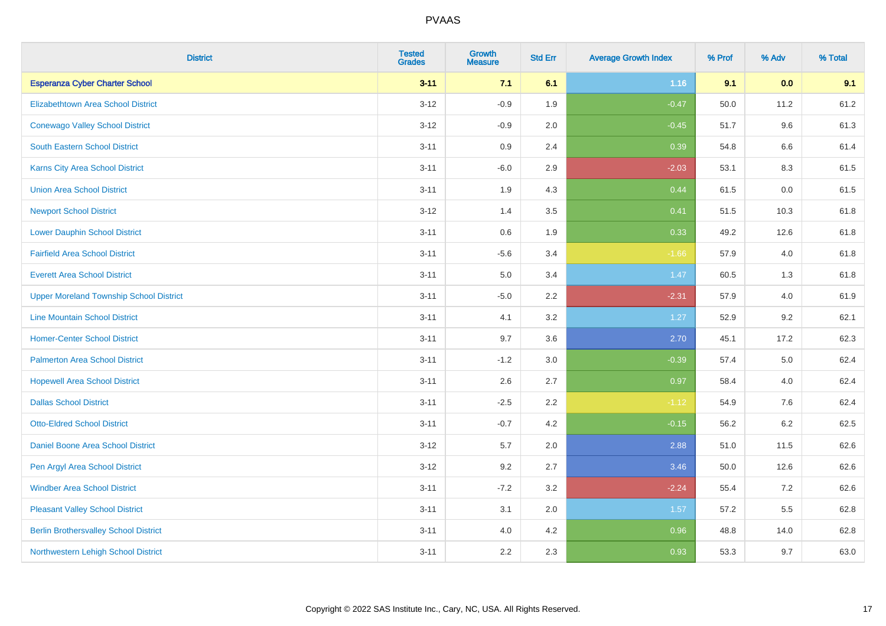# PVAAS

| District | Tested Grades | Growth Measure | Std Err | Average Growth Index | % Prof | % Adv | % Total |
|---|---|---|---|---|---|---|---|
| **Esperanza Cyber Charter School** | **3-11** | **7.1** | **6.1** | **1.16** | **9.1** | **0.0** | **9.1** |
| Elizabethtown Area School District | 3-12 | -0.9 | 1.9 | -0.47 | 50.0 | 11.2 | 61.2 |
| Conewago Valley School District | 3-12 | -0.9 | 2.0 | -0.45 | 51.7 | 9.6 | 61.3 |
| South Eastern School District | 3-11 | 0.9 | 2.4 | 0.39 | 54.8 | 6.6 | 61.4 |
| Karns City Area School District | 3-11 | -6.0 | 2.9 | -2.03 | 53.1 | 8.3 | 61.5 |
| Union Area School District | 3-11 | 1.9 | 4.3 | 0.44 | 61.5 | 0.0 | 61.5 |
| Newport School District | 3-12 | 1.4 | 3.5 | 0.41 | 51.5 | 10.3 | 61.8 |
| Lower Dauphin School District | 3-11 | 0.6 | 1.9 | 0.33 | 49.2 | 12.6 | 61.8 |
| Fairfield Area School District | 3-11 | -5.6 | 3.4 | -1.66 | 57.9 | 4.0 | 61.8 |
| Everett Area School District | 3-11 | 5.0 | 3.4 | 1.47 | 60.5 | 1.3 | 61.8 |
| Upper Moreland Township School District | 3-11 | -5.0 | 2.2 | -2.31 | 57.9 | 4.0 | 61.9 |
| Line Mountain School District | 3-11 | 4.1 | 3.2 | 1.27 | 52.9 | 9.2 | 62.1 |
| Homer-Center School District | 3-11 | 9.7 | 3.6 | 2.70 | 45.1 | 17.2 | 62.3 |
| Palmerton Area School District | 3-11 | -1.2 | 3.0 | -0.39 | 57.4 | 5.0 | 62.4 |
| Hopewell Area School District | 3-11 | 2.6 | 2.7 | 0.97 | 58.4 | 4.0 | 62.4 |
| Dallas School District | 3-11 | -2.5 | 2.2 | -1.12 | 54.9 | 7.6 | 62.4 |
| Otto-Eldred School District | 3-11 | -0.7 | 4.2 | -0.15 | 56.2 | 6.2 | 62.5 |
| Daniel Boone Area School District | 3-12 | 5.7 | 2.0 | 2.88 | 51.0 | 11.5 | 62.6 |
| Pen Argyl Area School District | 3-12 | 9.2 | 2.7 | 3.46 | 50.0 | 12.6 | 62.6 |
| Windber Area School District | 3-11 | -7.2 | 3.2 | -2.24 | 55.4 | 7.2 | 62.6 |
| Pleasant Valley School District | 3-11 | 3.1 | 2.0 | 1.57 | 57.2 | 5.5 | 62.8 |
| Berlin Brothersvalley School District | 3-11 | 4.0 | 4.2 | 0.96 | 48.8 | 14.0 | 62.8 |
| Northwestern Lehigh School District | 3-11 | 2.2 | 2.3 | 0.93 | 53.3 | 9.7 | 63.0 |

Copyright © 2022 SAS Institute Inc., Cary, NC, USA. All Rights Reserved.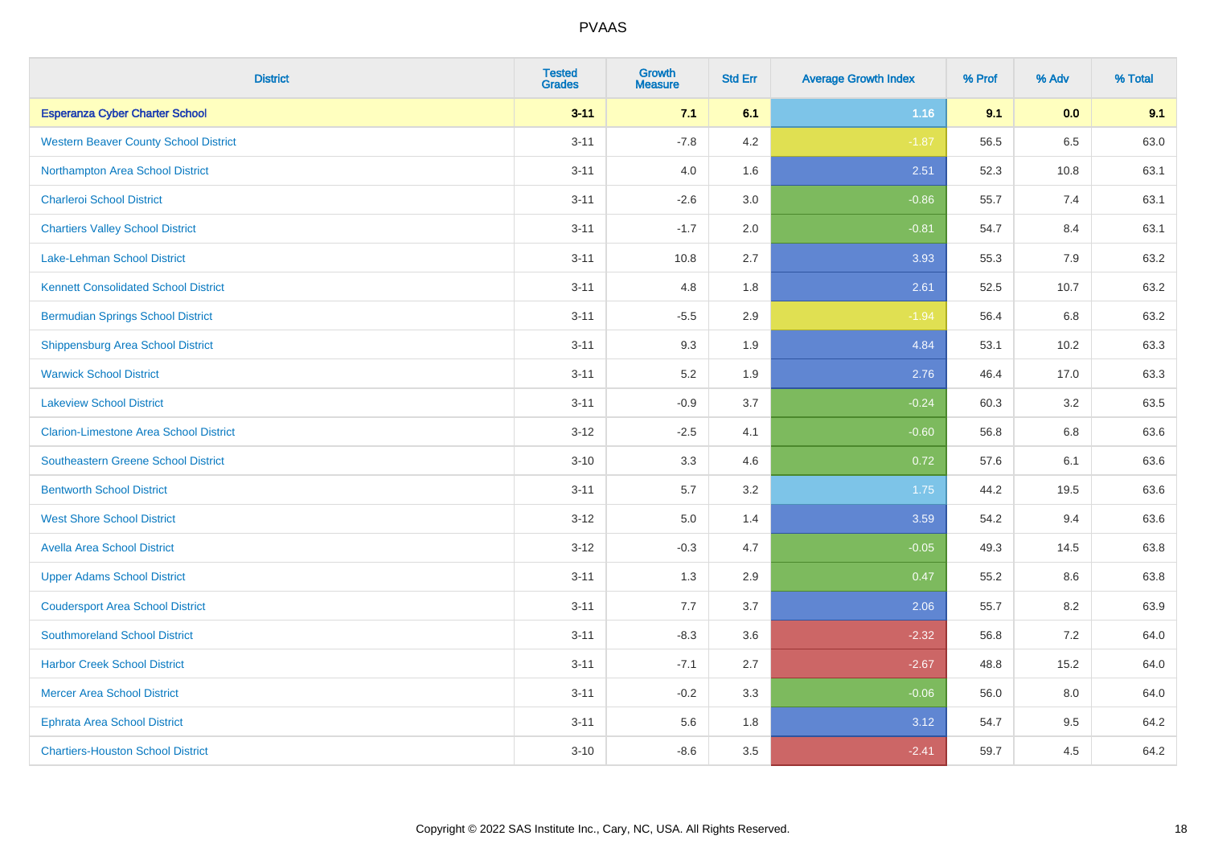# PVAAS

| District | Tested Grades | Growth Measure | Std Err | Average Growth Index | % Prof | % Adv | % Total |
|---|---|---|---|---|---|---|---|
| **Esperanza Cyber Charter School** | **3-11** | **7.1** | **6.1** | **1.16** | **9.1** | **0.0** | **9.1** |
| Western Beaver County School District | 3-11 | -7.8 | 4.2 | -1.87 | 56.5 | 6.5 | 63.0 |
| Northampton Area School District | 3-11 | 4.0 | 1.6 | 2.51 | 52.3 | 10.8 | 63.1 |
| Charleroi School District | 3-11 | -2.6 | 3.0 | -0.86 | 55.7 | 7.4 | 63.1 |
| Chartiers Valley School District | 3-11 | -1.7 | 2.0 | -0.81 | 54.7 | 8.4 | 63.1 |
| Lake-Lehman School District | 3-11 | 10.8 | 2.7 | 3.93 | 55.3 | 7.9 | 63.2 |
| Kennett Consolidated School District | 3-11 | 4.8 | 1.8 | 2.61 | 52.5 | 10.7 | 63.2 |
| Bermudian Springs School District | 3-11 | -5.5 | 2.9 | -1.94 | 56.4 | 6.8 | 63.2 |
| Shippensburg Area School District | 3-11 | 9.3 | 1.9 | 4.84 | 53.1 | 10.2 | 63.3 |
| Warwick School District | 3-11 | 5.2 | 1.9 | 2.76 | 46.4 | 17.0 | 63.3 |
| Lakeview School District | 3-11 | -0.9 | 3.7 | -0.24 | 60.3 | 3.2 | 63.5 |
| Clarion-Limestone Area School District | 3-12 | -2.5 | 4.1 | -0.60 | 56.8 | 6.8 | 63.6 |
| Southeastern Greene School District | 3-10 | 3.3 | 4.6 | 0.72 | 57.6 | 6.1 | 63.6 |
| Bentworth School District | 3-11 | 5.7 | 3.2 | 1.75 | 44.2 | 19.5 | 63.6 |
| West Shore School District | 3-12 | 5.0 | 1.4 | 3.59 | 54.2 | 9.4 | 63.6 |
| Avella Area School District | 3-12 | -0.3 | 4.7 | -0.05 | 49.3 | 14.5 | 63.8 |
| Upper Adams School District | 3-11 | 1.3 | 2.9 | 0.47 | 55.2 | 8.6 | 63.8 |
| Coudersport Area School District | 3-11 | 7.7 | 3.7 | 2.06 | 55.7 | 8.2 | 63.9 |
| Southmoreland School District | 3-11 | -8.3 | 3.6 | -2.32 | 56.8 | 7.2 | 64.0 |
| Harbor Creek School District | 3-11 | -7.1 | 2.7 | -2.67 | 48.8 | 15.2 | 64.0 |
| Mercer Area School District | 3-11 | -0.2 | 3.3 | -0.06 | 56.0 | 8.0 | 64.0 |
| Ephrata Area School District | 3-11 | 5.6 | 1.8 | 3.12 | 54.7 | 9.5 | 64.2 |
| Chartiers-Houston School District | 3-10 | -8.6 | 3.5 | -2.41 | 59.7 | 4.5 | 64.2 |

Copyright © 2022 SAS Institute Inc., Cary, NC, USA. All Rights Reserved.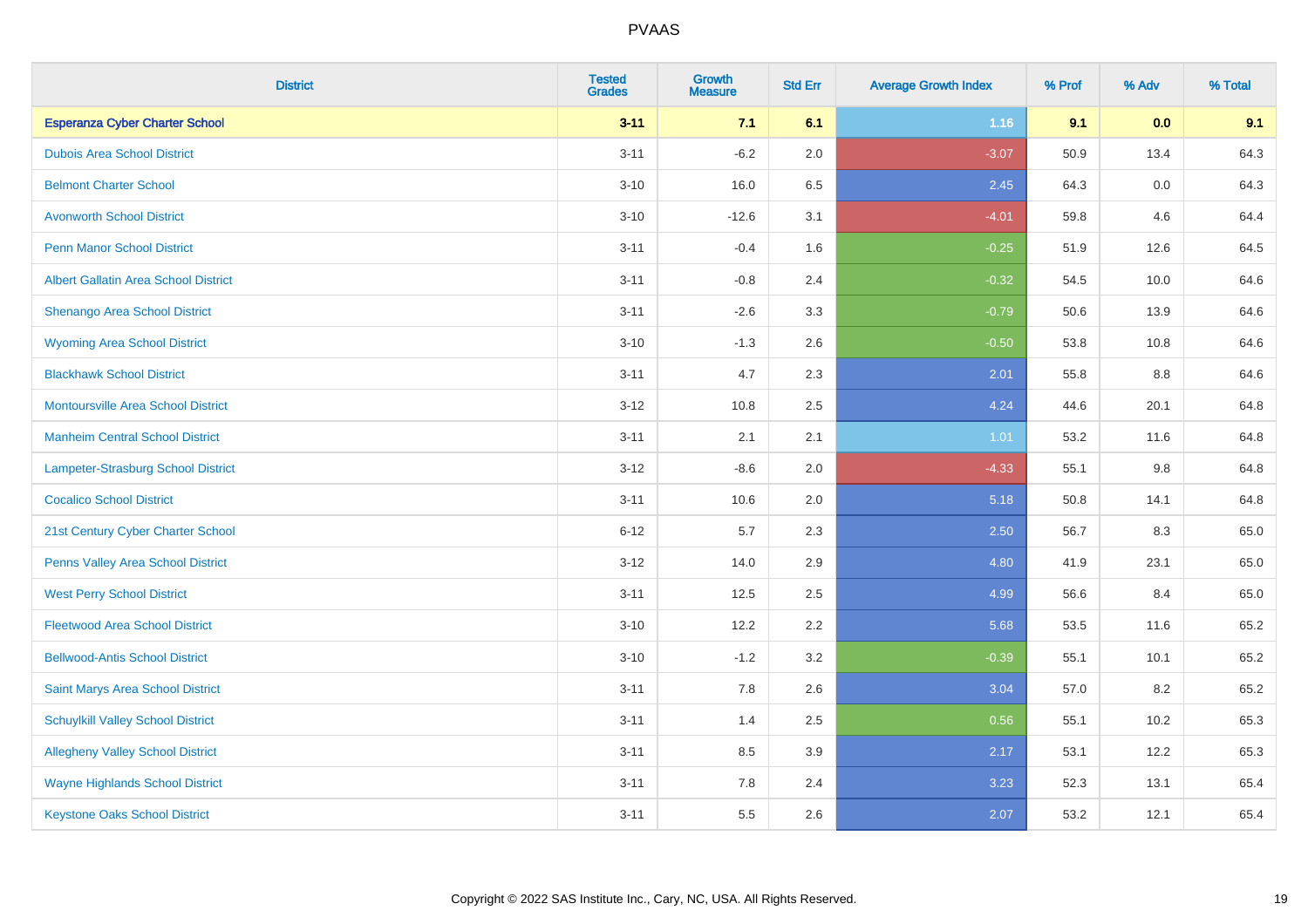# PVAAS

| District | Tested Grades | Growth Measure | Std Err | Average Growth Index | % Prof | % Adv | % Total |
|---|---|---|---|---|---|---|---|
| **Esperanza Cyber Charter School** | **3-11** | **7.1** | **6.1** | **1.16** | **9.1** | **0.0** | **9.1** |
| Dubois Area School District | 3-11 | -6.2 | 2.0 | -3.07 | 50.9 | 13.4 | 64.3 |
| Belmont Charter School | 3-10 | 16.0 | 6.5 | 2.45 | 64.3 | 0.0 | 64.3 |
| Avonworth School District | 3-10 | -12.6 | 3.1 | -4.01 | 59.8 | 4.6 | 64.4 |
| Penn Manor School District | 3-11 | -0.4 | 1.6 | -0.25 | 51.9 | 12.6 | 64.5 |
| Albert Gallatin Area School District | 3-11 | -0.8 | 2.4 | -0.32 | 54.5 | 10.0 | 64.6 |
| Shenango Area School District | 3-11 | -2.6 | 3.3 | -0.79 | 50.6 | 13.9 | 64.6 |
| Wyoming Area School District | 3-10 | -1.3 | 2.6 | -0.50 | 53.8 | 10.8 | 64.6 |
| Blackhawk School District | 3-11 | 4.7 | 2.3 | 2.01 | 55.8 | 8.8 | 64.6 |
| Montoursville Area School District | 3-12 | 10.8 | 2.5 | 4.24 | 44.6 | 20.1 | 64.8 |
| Manheim Central School District | 3-11 | 2.1 | 2.1 | 1.01 | 53.2 | 11.6 | 64.8 |
| Lampeter-Strasburg School District | 3-12 | -8.6 | 2.0 | -4.33 | 55.1 | 9.8 | 64.8 |
| Cocalico School District | 3-11 | 10.6 | 2.0 | 5.18 | 50.8 | 14.1 | 64.8 |
| 21st Century Cyber Charter School | 6-12 | 5.7 | 2.3 | 2.50 | 56.7 | 8.3 | 65.0 |
| Penns Valley Area School District | 3-12 | 14.0 | 2.9 | 4.80 | 41.9 | 23.1 | 65.0 |
| West Perry School District | 3-11 | 12.5 | 2.5 | 4.99 | 56.6 | 8.4 | 65.0 |
| Fleetwood Area School District | 3-10 | 12.2 | 2.2 | 5.68 | 53.5 | 11.6 | 65.2 |
| Bellwood-Antis School District | 3-10 | -1.2 | 3.2 | -0.39 | 55.1 | 10.1 | 65.2 |
| Saint Marys Area School District | 3-11 | 7.8 | 2.6 | 3.04 | 57.0 | 8.2 | 65.2 |
| Schuylkill Valley School District | 3-11 | 1.4 | 2.5 | 0.56 | 55.1 | 10.2 | 65.3 |
| Allegheny Valley School District | 3-11 | 8.5 | 3.9 | 2.17 | 53.1 | 12.2 | 65.3 |
| Wayne Highlands School District | 3-11 | 7.8 | 2.4 | 3.23 | 52.3 | 13.1 | 65.4 |
| Keystone Oaks School District | 3-11 | 5.5 | 2.6 | 2.07 | 53.2 | 12.1 | 65.4 |

Copyright © 2022 SAS Institute Inc., Cary, NC, USA. All Rights Reserved.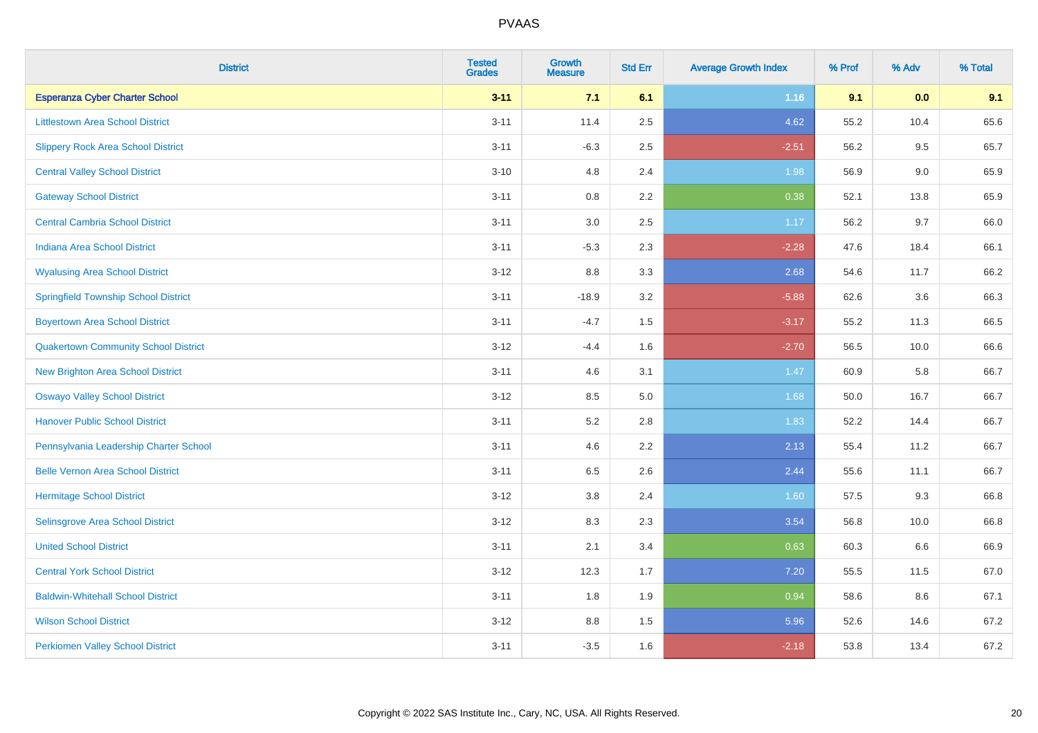# PVAAS

| District | Tested Grades | Growth Measure | Std Err | Average Growth Index | % Prof | % Adv | % Total |
|---|---|---|---|---|---|---|---|
| **Esperanza Cyber Charter School** | **3-11** | **7.1** | **6.1** | **1.16** | **9.1** | **0.0** | **9.1** |
| Littlestown Area School District | 3-11 | 11.4 | 2.5 | 4.62 | 55.2 | 10.4 | 65.6 |
| Slippery Rock Area School District | 3-11 | -6.3 | 2.5 | -2.51 | 56.2 | 9.5 | 65.7 |
| Central Valley School District | 3-10 | 4.8 | 2.4 | 1.98 | 56.9 | 9.0 | 65.9 |
| Gateway School District | 3-11 | 0.8 | 2.2 | 0.38 | 52.1 | 13.8 | 65.9 |
| Central Cambria School District | 3-11 | 3.0 | 2.5 | 1.17 | 56.2 | 9.7 | 66.0 |
| Indiana Area School District | 3-11 | -5.3 | 2.3 | -2.28 | 47.6 | 18.4 | 66.1 |
| Wyalusing Area School District | 3-12 | 8.8 | 3.3 | 2.68 | 54.6 | 11.7 | 66.2 |
| Springfield Township School District | 3-11 | -18.9 | 3.2 | -5.88 | 62.6 | 3.6 | 66.3 |
| Boyertown Area School District | 3-11 | -4.7 | 1.5 | -3.17 | 55.2 | 11.3 | 66.5 |
| Quakertown Community School District | 3-12 | -4.4 | 1.6 | -2.70 | 56.5 | 10.0 | 66.6 |
| New Brighton Area School District | 3-11 | 4.6 | 3.1 | 1.47 | 60.9 | 5.8 | 66.7 |
| Oswayo Valley School District | 3-12 | 8.5 | 5.0 | 1.68 | 50.0 | 16.7 | 66.7 |
| Hanover Public School District | 3-11 | 5.2 | 2.8 | 1.83 | 52.2 | 14.4 | 66.7 |
| Pennsylvania Leadership Charter School | 3-11 | 4.6 | 2.2 | 2.13 | 55.4 | 11.2 | 66.7 |
| Belle Vernon Area School District | 3-11 | 6.5 | 2.6 | 2.44 | 55.6 | 11.1 | 66.7 |
| Hermitage School District | 3-12 | 3.8 | 2.4 | 1.60 | 57.5 | 9.3 | 66.8 |
| Selinsgrove Area School District | 3-12 | 8.3 | 2.3 | 3.54 | 56.8 | 10.0 | 66.8 |
| United School District | 3-11 | 2.1 | 3.4 | 0.63 | 60.3 | 6.6 | 66.9 |
| Central York School District | 3-12 | 12.3 | 1.7 | 7.20 | 55.5 | 11.5 | 67.0 |
| Baldwin-Whitehall School District | 3-11 | 1.8 | 1.9 | 0.94 | 58.6 | 8.6 | 67.1 |
| Wilson School District | 3-12 | 8.8 | 1.5 | 5.96 | 52.6 | 14.6 | 67.2 |
| Perkiomen Valley School District | 3-11 | -3.5 | 1.6 | -2.18 | 53.8 | 13.4 | 67.2 |

Copyright © 2022 SAS Institute Inc., Cary, NC, USA. All Rights Reserved.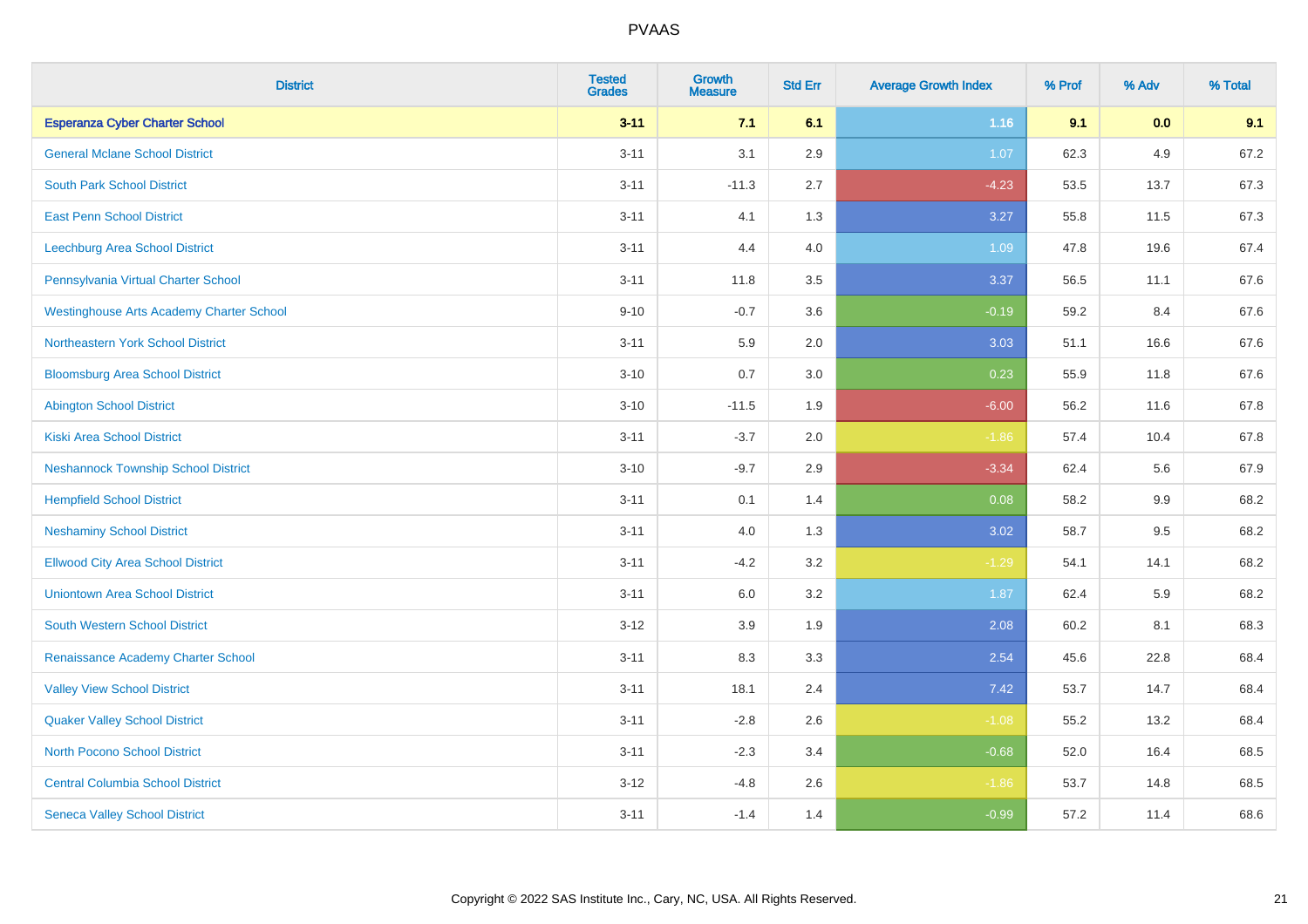# PVAAS

| District | Tested Grades | Growth Measure | Std Err | Average Growth Index | % Prof | % Adv | % Total |
|---|---|---|---|---|---|---|---|
| **Esperanza Cyber Charter School** | **3-11** | **7.1** | **6.1** | **1.16** | **9.1** | **0.0** | **9.1** |
| General Mclane School District | 3-11 | 3.1 | 2.9 | 1.07 | 62.3 | 4.9 | 67.2 |
| South Park School District | 3-11 | -11.3 | 2.7 | -4.23 | 53.5 | 13.7 | 67.3 |
| East Penn School District | 3-11 | 4.1 | 1.3 | 3.27 | 55.8 | 11.5 | 67.3 |
| Leechburg Area School District | 3-11 | 4.4 | 4.0 | 1.09 | 47.8 | 19.6 | 67.4 |
| Pennsylvania Virtual Charter School | 3-11 | 11.8 | 3.5 | 3.37 | 56.5 | 11.1 | 67.6 |
| Westinghouse Arts Academy Charter School | 9-10 | -0.7 | 3.6 | -0.19 | 59.2 | 8.4 | 67.6 |
| Northeastern York School District | 3-11 | 5.9 | 2.0 | 3.03 | 51.1 | 16.6 | 67.6 |
| Bloomsburg Area School District | 3-10 | 0.7 | 3.0 | 0.23 | 55.9 | 11.8 | 67.6 |
| Abington School District | 3-10 | -11.5 | 1.9 | -6.00 | 56.2 | 11.6 | 67.8 |
| Kiski Area School District | 3-11 | -3.7 | 2.0 | -1.86 | 57.4 | 10.4 | 67.8 |
| Neshannock Township School District | 3-10 | -9.7 | 2.9 | -3.34 | 62.4 | 5.6 | 67.9 |
| Hempfield School District | 3-11 | 0.1 | 1.4 | 0.08 | 58.2 | 9.9 | 68.2 |
| Neshaminy School District | 3-11 | 4.0 | 1.3 | 3.02 | 58.7 | 9.5 | 68.2 |
| Ellwood City Area School District | 3-11 | -4.2 | 3.2 | -1.29 | 54.1 | 14.1 | 68.2 |
| Uniontown Area School District | 3-11 | 6.0 | 3.2 | 1.87 | 62.4 | 5.9 | 68.2 |
| South Western School District | 3-12 | 3.9 | 1.9 | 2.08 | 60.2 | 8.1 | 68.3 |
| Renaissance Academy Charter School | 3-11 | 8.3 | 3.3 | 2.54 | 45.6 | 22.8 | 68.4 |
| Valley View School District | 3-11 | 18.1 | 2.4 | 7.42 | 53.7 | 14.7 | 68.4 |
| Quaker Valley School District | 3-11 | -2.8 | 2.6 | -1.08 | 55.2 | 13.2 | 68.4 |
| North Pocono School District | 3-11 | -2.3 | 3.4 | -0.68 | 52.0 | 16.4 | 68.5 |
| Central Columbia School District | 3-12 | -4.8 | 2.6 | -1.86 | 53.7 | 14.8 | 68.5 |
| Seneca Valley School District | 3-11 | -1.4 | 1.4 | -0.99 | 57.2 | 11.4 | 68.6 |

Copyright © 2022 SAS Institute Inc., Cary, NC, USA. All Rights Reserved.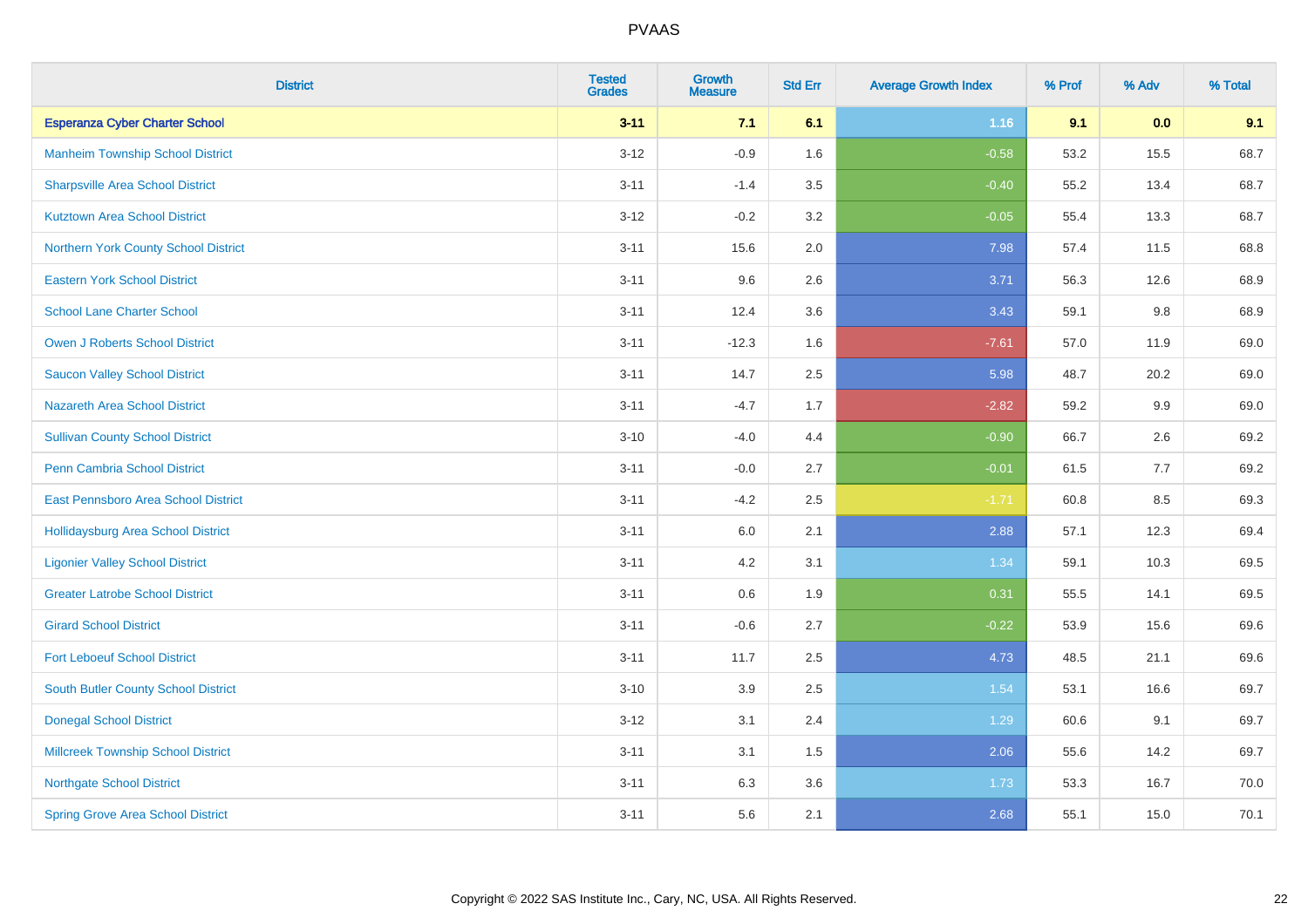# PVAAS

| District | Tested Grades | Growth Measure | Std Err | Average Growth Index | % Prof | % Adv | % Total |
|---|---|---|---|---|---|---|---|
| **Esperanza Cyber Charter School** | **3-11** | **7.1** | **6.1** | **1.16** | **9.1** | **0.0** | **9.1** |
| Manheim Township School District | 3-12 | -0.9 | 1.6 | -0.58 | 53.2 | 15.5 | 68.7 |
| Sharpsville Area School District | 3-11 | -1.4 | 3.5 | -0.40 | 55.2 | 13.4 | 68.7 |
| Kutztown Area School District | 3-12 | -0.2 | 3.2 | -0.05 | 55.4 | 13.3 | 68.7 |
| Northern York County School District | 3-11 | 15.6 | 2.0 | 7.98 | 57.4 | 11.5 | 68.8 |
| Eastern York School District | 3-11 | 9.6 | 2.6 | 3.71 | 56.3 | 12.6 | 68.9 |
| School Lane Charter School | 3-11 | 12.4 | 3.6 | 3.43 | 59.1 | 9.8 | 68.9 |
| Owen J Roberts School District | 3-11 | -12.3 | 1.6 | -7.61 | 57.0 | 11.9 | 69.0 |
| Saucon Valley School District | 3-11 | 14.7 | 2.5 | 5.98 | 48.7 | 20.2 | 69.0 |
| Nazareth Area School District | 3-11 | -4.7 | 1.7 | -2.82 | 59.2 | 9.9 | 69.0 |
| Sullivan County School District | 3-10 | -4.0 | 4.4 | -0.90 | 66.7 | 2.6 | 69.2 |
| Penn Cambria School District | 3-11 | -0.0 | 2.7 | -0.01 | 61.5 | 7.7 | 69.2 |
| East Pennsboro Area School District | 3-11 | -4.2 | 2.5 | -1.71 | 60.8 | 8.5 | 69.3 |
| Hollidaysburg Area School District | 3-11 | 6.0 | 2.1 | 2.88 | 57.1 | 12.3 | 69.4 |
| Ligonier Valley School District | 3-11 | 4.2 | 3.1 | 1.34 | 59.1 | 10.3 | 69.5 |
| Greater Latrobe School District | 3-11 | 0.6 | 1.9 | 0.31 | 55.5 | 14.1 | 69.5 |
| Girard School District | 3-11 | -0.6 | 2.7 | -0.22 | 53.9 | 15.6 | 69.6 |
| Fort Leboeuf School District | 3-11 | 11.7 | 2.5 | 4.73 | 48.5 | 21.1 | 69.6 |
| South Butler County School District | 3-10 | 3.9 | 2.5 | 1.54 | 53.1 | 16.6 | 69.7 |
| Donegal School District | 3-12 | 3.1 | 2.4 | 1.29 | 60.6 | 9.1 | 69.7 |
| Millcreek Township School District | 3-11 | 3.1 | 1.5 | 2.06 | 55.6 | 14.2 | 69.7 |
| Northgate School District | 3-11 | 6.3 | 3.6 | 1.73 | 53.3 | 16.7 | 70.0 |
| Spring Grove Area School District | 3-11 | 5.6 | 2.1 | 2.68 | 55.1 | 15.0 | 70.1 |

Copyright © 2022 SAS Institute Inc., Cary, NC, USA. All Rights Reserved.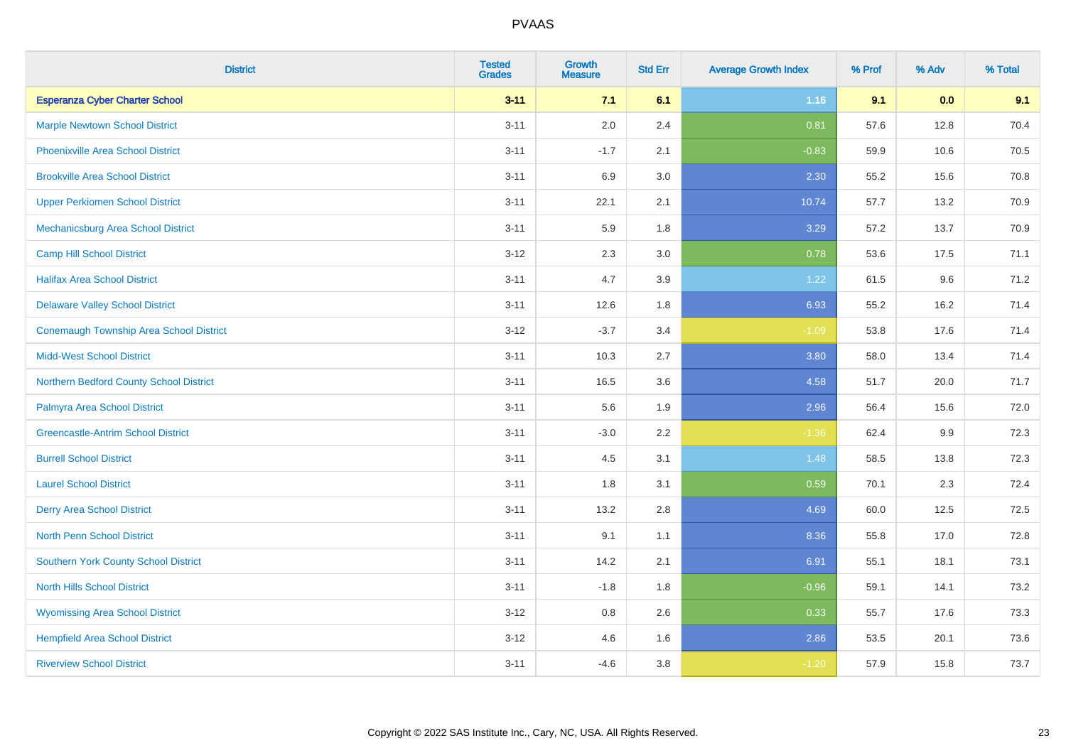| District | Tested Grades | Growth Measure | Std Err | Average Growth Index | % Prof | % Adv | % Total |
|---|---|---|---|---|---|---|---|
| **Esperanza Cyber Charter School** | **3-11** | **7.1** | **6.1** | **1.16** | **9.1** | **0.0** | **9.1** |
| Marple Newtown School District | 3-11 | 2.0 | 2.4 | 0.81 | 57.6 | 12.8 | 70.4 |
| Phoenixville Area School District | 3-11 | -1.7 | 2.1 | -0.83 | 59.9 | 10.6 | 70.5 |
| Brookville Area School District | 3-11 | 6.9 | 3.0 | 2.30 | 55.2 | 15.6 | 70.8 |
| Upper Perkiomen School District | 3-11 | 22.1 | 2.1 | 10.74 | 57.7 | 13.2 | 70.9 |
| Mechanicsburg Area School District | 3-11 | 5.9 | 1.8 | 3.29 | 57.2 | 13.7 | 70.9 |
| Camp Hill School District | 3-12 | 2.3 | 3.0 | 0.78 | 53.6 | 17.5 | 71.1 |
| Halifax Area School District | 3-11 | 4.7 | 3.9 | 1.22 | 61.5 | 9.6 | 71.2 |
| Delaware Valley School District | 3-11 | 12.6 | 1.8 | 6.93 | 55.2 | 16.2 | 71.4 |
| Conemaugh Township Area School District | 3-12 | -3.7 | 3.4 | -1.09 | 53.8 | 17.6 | 71.4 |
| Midd-West School District | 3-11 | 10.3 | 2.7 | 3.80 | 58.0 | 13.4 | 71.4 |
| Northern Bedford County School District | 3-11 | 16.5 | 3.6 | 4.58 | 51.7 | 20.0 | 71.7 |
| Palmyra Area School District | 3-11 | 5.6 | 1.9 | 2.96 | 56.4 | 15.6 | 72.0 |
| Greencastle-Antrim School District | 3-11 | -3.0 | 2.2 | -1.36 | 62.4 | 9.9 | 72.3 |
| Burrell School District | 3-11 | 4.5 | 3.1 | 1.48 | 58.5 | 13.8 | 72.3 |
| Laurel School District | 3-11 | 1.8 | 3.1 | 0.59 | 70.1 | 2.3 | 72.4 |
| Derry Area School District | 3-11 | 13.2 | 2.8 | 4.69 | 60.0 | 12.5 | 72.5 |
| North Penn School District | 3-11 | 9.1 | 1.1 | 8.36 | 55.8 | 17.0 | 72.8 |
| Southern York County School District | 3-11 | 14.2 | 2.1 | 6.91 | 55.1 | 18.1 | 73.1 |
| North Hills School District | 3-11 | -1.8 | 1.8 | -0.96 | 59.1 | 14.1 | 73.2 |
| Wyomissing Area School District | 3-12 | 0.8 | 2.6 | 0.33 | 55.7 | 17.6 | 73.3 |
| Hempfield Area School District | 3-12 | 4.6 | 1.6 | 2.86 | 53.5 | 20.1 | 73.6 |
| Riverview School District | 3-11 | -4.6 | 3.8 | -1.20 | 57.9 | 15.8 | 73.7 |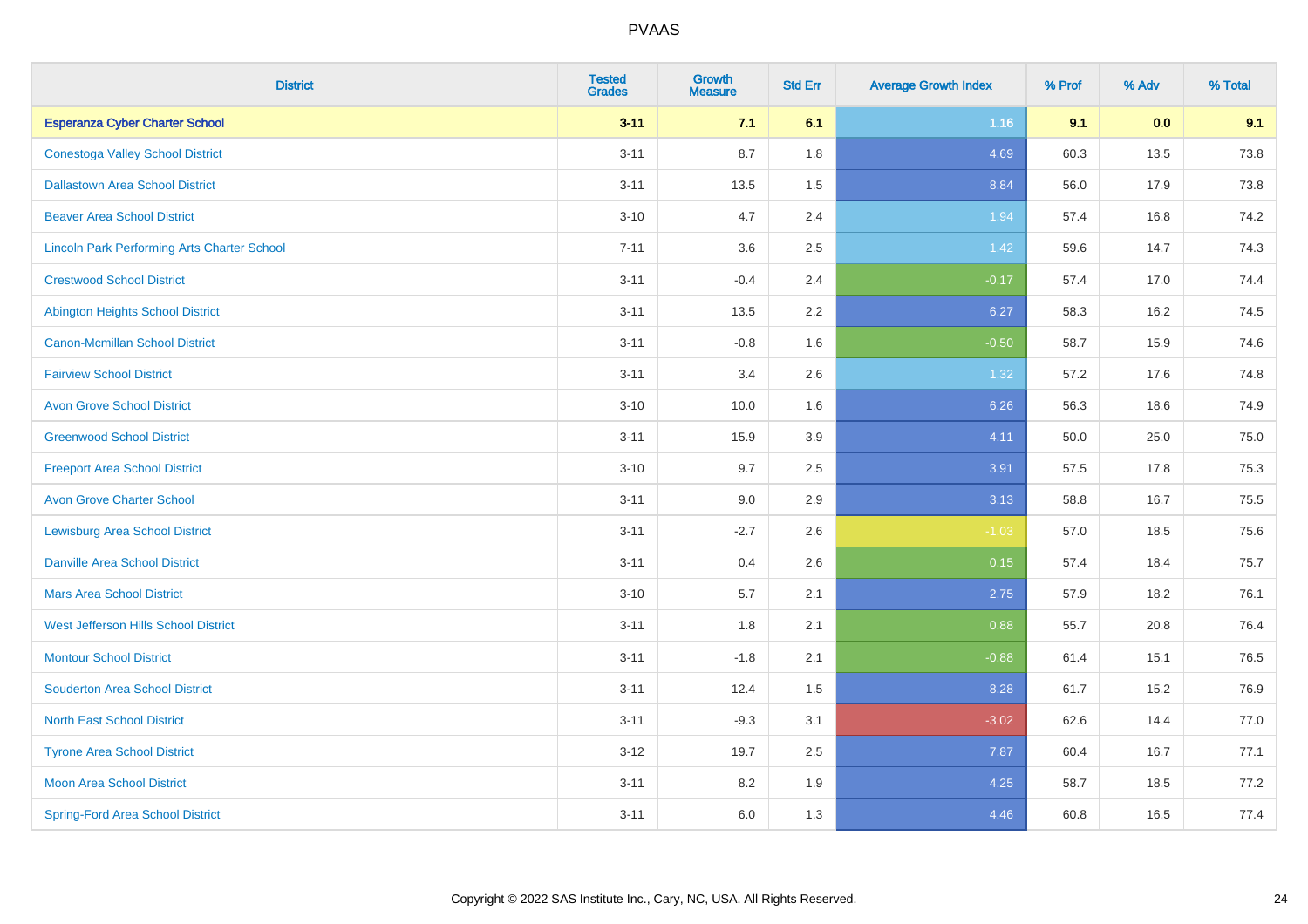| District | Tested Grades | Growth Measure | Std Err | Average Growth Index | % Prof | % Adv | % Total |
|---|---|---|---|---|---|---|---|
| **Esperanza Cyber Charter School** | **3-11** | **7.1** | **6.1** | **1.16** | **9.1** | **0.0** | **9.1** |
| Conestoga Valley School District | 3-11 | 8.7 | 1.8 | 4.69 | 60.3 | 13.5 | 73.8 |
| Dallastown Area School District | 3-11 | 13.5 | 1.5 | 8.84 | 56.0 | 17.9 | 73.8 |
| Beaver Area School District | 3-10 | 4.7 | 2.4 | 1.94 | 57.4 | 16.8 | 74.2 |
| Lincoln Park Performing Arts Charter School | 7-11 | 3.6 | 2.5 | 1.42 | 59.6 | 14.7 | 74.3 |
| Crestwood School District | 3-11 | -0.4 | 2.4 | -0.17 | 57.4 | 17.0 | 74.4 |
| Abington Heights School District | 3-11 | 13.5 | 2.2 | 6.27 | 58.3 | 16.2 | 74.5 |
| Canon-Mcmillan School District | 3-11 | -0.8 | 1.6 | -0.50 | 58.7 | 15.9 | 74.6 |
| Fairview School District | 3-11 | 3.4 | 2.6 | 1.32 | 57.2 | 17.6 | 74.8 |
| Avon Grove School District | 3-10 | 10.0 | 1.6 | 6.26 | 56.3 | 18.6 | 74.9 |
| Greenwood School District | 3-11 | 15.9 | 3.9 | 4.11 | 50.0 | 25.0 | 75.0 |
| Freeport Area School District | 3-10 | 9.7 | 2.5 | 3.91 | 57.5 | 17.8 | 75.3 |
| Avon Grove Charter School | 3-11 | 9.0 | 2.9 | 3.13 | 58.8 | 16.7 | 75.5 |
| Lewisburg Area School District | 3-11 | -2.7 | 2.6 | -1.03 | 57.0 | 18.5 | 75.6 |
| Danville Area School District | 3-11 | 0.4 | 2.6 | 0.15 | 57.4 | 18.4 | 75.7 |
| Mars Area School District | 3-10 | 5.7 | 2.1 | 2.75 | 57.9 | 18.2 | 76.1 |
| West Jefferson Hills School District | 3-11 | 1.8 | 2.1 | 0.88 | 55.7 | 20.8 | 76.4 |
| Montour School District | 3-11 | -1.8 | 2.1 | -0.88 | 61.4 | 15.1 | 76.5 |
| Souderton Area School District | 3-11 | 12.4 | 1.5 | 8.28 | 61.7 | 15.2 | 76.9 |
| North East School District | 3-11 | -9.3 | 3.1 | -3.02 | 62.6 | 14.4 | 77.0 |
| Tyrone Area School District | 3-12 | 19.7 | 2.5 | 7.87 | 60.4 | 16.7 | 77.1 |
| Moon Area School District | 3-11 | 8.2 | 1.9 | 4.25 | 58.7 | 18.5 | 77.2 |
| Spring-Ford Area School District | 3-11 | 6.0 | 1.3 | 4.46 | 60.8 | 16.5 | 77.4 |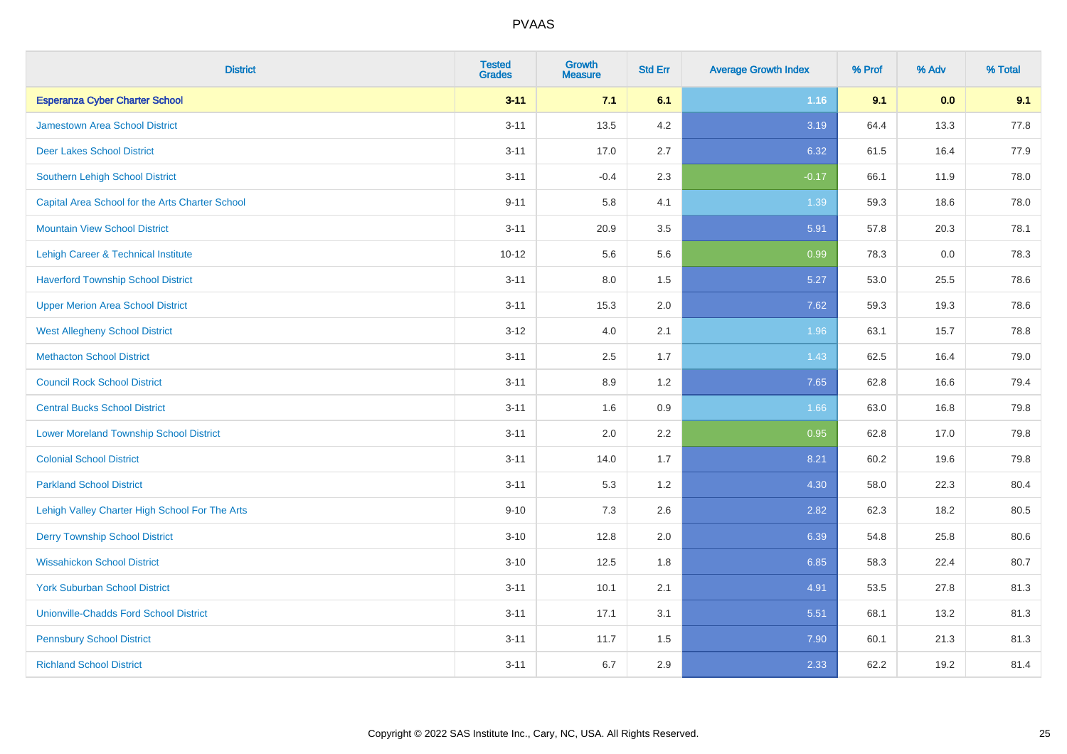# PVAAS

| District | Tested Grades | Growth Measure | Std Err | Average Growth Index | % Prof | % Adv | % Total |
|---|---|---|---|---|---|---|---|
| **Esperanza Cyber Charter School** | **3-11** | **7.1** | **6.1** | **1.16** | **9.1** | **0.0** | **9.1** |
| Jamestown Area School District | 3-11 | 13.5 | 4.2 | 3.19 | 64.4 | 13.3 | 77.8 |
| Deer Lakes School District | 3-11 | 17.0 | 2.7 | 6.32 | 61.5 | 16.4 | 77.9 |
| Southern Lehigh School District | 3-11 | -0.4 | 2.3 | -0.17 | 66.1 | 11.9 | 78.0 |
| Capital Area School for the Arts Charter School | 9-11 | 5.8 | 4.1 | 1.39 | 59.3 | 18.6 | 78.0 |
| Mountain View School District | 3-11 | 20.9 | 3.5 | 5.91 | 57.8 | 20.3 | 78.1 |
| Lehigh Career & Technical Institute | 10-12 | 5.6 | 5.6 | 0.99 | 78.3 | 0.0 | 78.3 |
| Haverford Township School District | 3-11 | 8.0 | 1.5 | 5.27 | 53.0 | 25.5 | 78.6 |
| Upper Merion Area School District | 3-11 | 15.3 | 2.0 | 7.62 | 59.3 | 19.3 | 78.6 |
| West Allegheny School District | 3-12 | 4.0 | 2.1 | 1.96 | 63.1 | 15.7 | 78.8 |
| Methacton School District | 3-11 | 2.5 | 1.7 | 1.43 | 62.5 | 16.4 | 79.0 |
| Council Rock School District | 3-11 | 8.9 | 1.2 | 7.65 | 62.8 | 16.6 | 79.4 |
| Central Bucks School District | 3-11 | 1.6 | 0.9 | 1.66 | 63.0 | 16.8 | 79.8 |
| Lower Moreland Township School District | 3-11 | 2.0 | 2.2 | 0.95 | 62.8 | 17.0 | 79.8 |
| Colonial School District | 3-11 | 14.0 | 1.7 | 8.21 | 60.2 | 19.6 | 79.8 |
| Parkland School District | 3-11 | 5.3 | 1.2 | 4.30 | 58.0 | 22.3 | 80.4 |
| Lehigh Valley Charter High School For The Arts | 9-10 | 7.3 | 2.6 | 2.82 | 62.3 | 18.2 | 80.5 |
| Derry Township School District | 3-10 | 12.8 | 2.0 | 6.39 | 54.8 | 25.8 | 80.6 |
| Wissahickon School District | 3-10 | 12.5 | 1.8 | 6.85 | 58.3 | 22.4 | 80.7 |
| York Suburban School District | 3-11 | 10.1 | 2.1 | 4.91 | 53.5 | 27.8 | 81.3 |
| Unionville-Chadds Ford School District | 3-11 | 17.1 | 3.1 | 5.51 | 68.1 | 13.2 | 81.3 |
| Pennsbury School District | 3-11 | 11.7 | 1.5 | 7.90 | 60.1 | 21.3 | 81.3 |
| Richland School District | 3-11 | 6.7 | 2.9 | 2.33 | 62.2 | 19.2 | 81.4 |

Copyright © 2022 SAS Institute Inc., Cary, NC, USA. All Rights Reserved.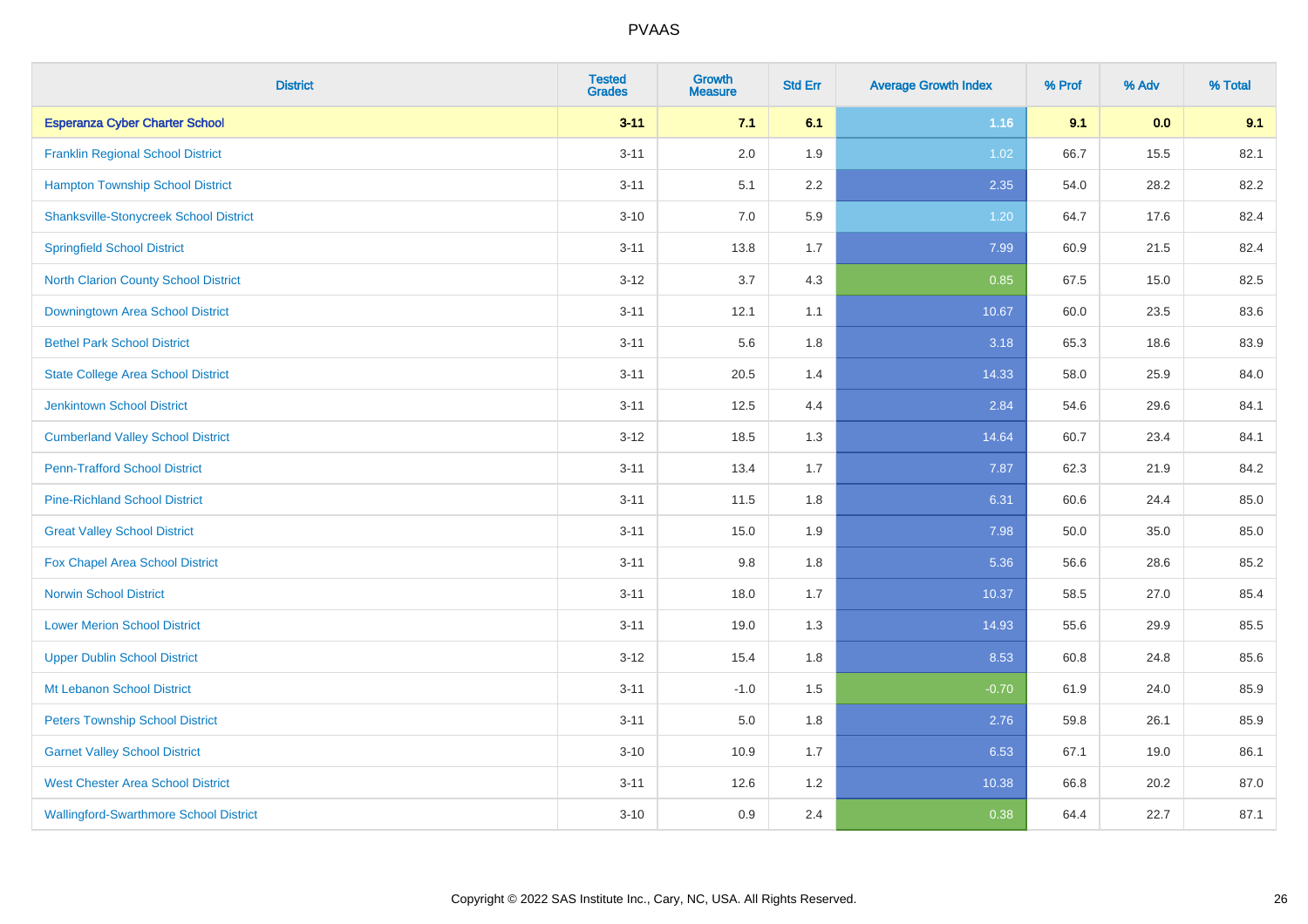| District | Tested Grades | Growth Measure | Std Err | Average Growth Index | % Prof | % Adv | % Total |
|---|---|---|---|---|---|---|---|
| **Esperanza Cyber Charter School** | **3-11** | **7.1** | **6.1** | **1.16** | **9.1** | **0.0** | **9.1** |
| Franklin Regional School District | 3-11 | 2.0 | 1.9 | 1.02 | 66.7 | 15.5 | 82.1 |
| Hampton Township School District | 3-11 | 5.1 | 2.2 | 2.35 | 54.0 | 28.2 | 82.2 |
| Shanksville-Stonycreek School District | 3-10 | 7.0 | 5.9 | 1.20 | 64.7 | 17.6 | 82.4 |
| Springfield School District | 3-11 | 13.8 | 1.7 | 7.99 | 60.9 | 21.5 | 82.4 |
| North Clarion County School District | 3-12 | 3.7 | 4.3 | 0.85 | 67.5 | 15.0 | 82.5 |
| Downingtown Area School District | 3-11 | 12.1 | 1.1 | 10.67 | 60.0 | 23.5 | 83.6 |
| Bethel Park School District | 3-11 | 5.6 | 1.8 | 3.18 | 65.3 | 18.6 | 83.9 |
| State College Area School District | 3-11 | 20.5 | 1.4 | 14.33 | 58.0 | 25.9 | 84.0 |
| Jenkintown School District | 3-11 | 12.5 | 4.4 | 2.84 | 54.6 | 29.6 | 84.1 |
| Cumberland Valley School District | 3-12 | 18.5 | 1.3 | 14.64 | 60.7 | 23.4 | 84.1 |
| Penn-Trafford School District | 3-11 | 13.4 | 1.7 | 7.87 | 62.3 | 21.9 | 84.2 |
| Pine-Richland School District | 3-11 | 11.5 | 1.8 | 6.31 | 60.6 | 24.4 | 85.0 |
| Great Valley School District | 3-11 | 15.0 | 1.9 | 7.98 | 50.0 | 35.0 | 85.0 |
| Fox Chapel Area School District | 3-11 | 9.8 | 1.8 | 5.36 | 56.6 | 28.6 | 85.2 |
| Norwin School District | 3-11 | 18.0 | 1.7 | 10.37 | 58.5 | 27.0 | 85.4 |
| Lower Merion School District | 3-11 | 19.0 | 1.3 | 14.93 | 55.6 | 29.9 | 85.5 |
| Upper Dublin School District | 3-12 | 15.4 | 1.8 | 8.53 | 60.8 | 24.8 | 85.6 |
| Mt Lebanon School District | 3-11 | -1.0 | 1.5 | -0.70 | 61.9 | 24.0 | 85.9 |
| Peters Township School District | 3-11 | 5.0 | 1.8 | 2.76 | 59.8 | 26.1 | 85.9 |
| Garnet Valley School District | 3-10 | 10.9 | 1.7 | 6.53 | 67.1 | 19.0 | 86.1 |
| West Chester Area School District | 3-11 | 12.6 | 1.2 | 10.38 | 66.8 | 20.2 | 87.0 |
| Wallingford-Swarthmore School District | 3-10 | 0.9 | 2.4 | 0.38 | 64.4 | 22.7 | 87.1 |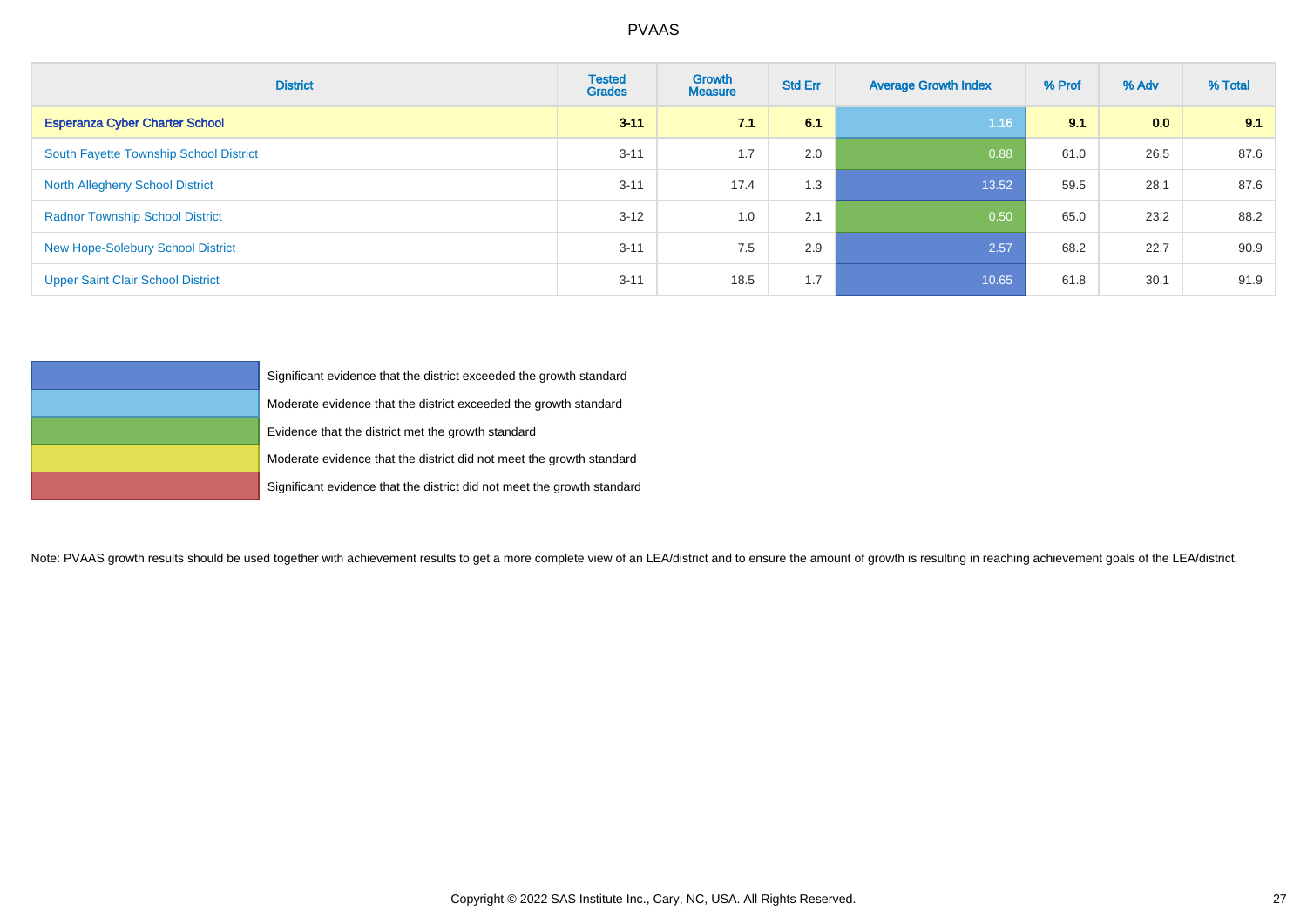# PVAAS

| District | Tested Grades | Growth Measure | Std Err | Average Growth Index | % Prof | % Adv | % Total |
|---|---|---|---|---|---|---|---|
| **Esperanza Cyber Charter School** | **3-11** | **7.1** | **6.1** | **1.16** | **9.1** | **0.0** | **9.1** |
| South Fayette Township School District | 3-11 | 1.7 | 2.0 | 0.88 | 61.0 | 26.5 | 87.6 |
| North Allegheny School District | 3-11 | 17.4 | 1.3 | 13.52 | 59.5 | 28.1 | 87.6 |
| Radnor Township School District | 3-12 | 1.0 | 2.1 | 0.50 | 65.0 | 23.2 | 88.2 |
| New Hope-Solebury School District | 3-11 | 7.5 | 2.9 | 2.57 | 68.2 | 22.7 | 90.9 |
| Upper Saint Clair School District | 3-11 | 18.5 | 1.7 | 10.65 | 61.8 | 30.1 | 91.9 |

Significant evidence that the district exceeded the growth standard

Moderate evidence that the district exceeded the growth standard

Evidence that the district met the growth standard

Moderate evidence that the district did not meet the growth standard

Significant evidence that the district did not meet the growth standard

Note: PVAAS growth results should be used together with achievement results to get a more complete view of an LEA/district and to ensure the amount of growth is resulting in reaching achievement goals of the LEA/district.

Copyright © 2022 SAS Institute Inc., Cary, NC, USA. All Rights Reserved.